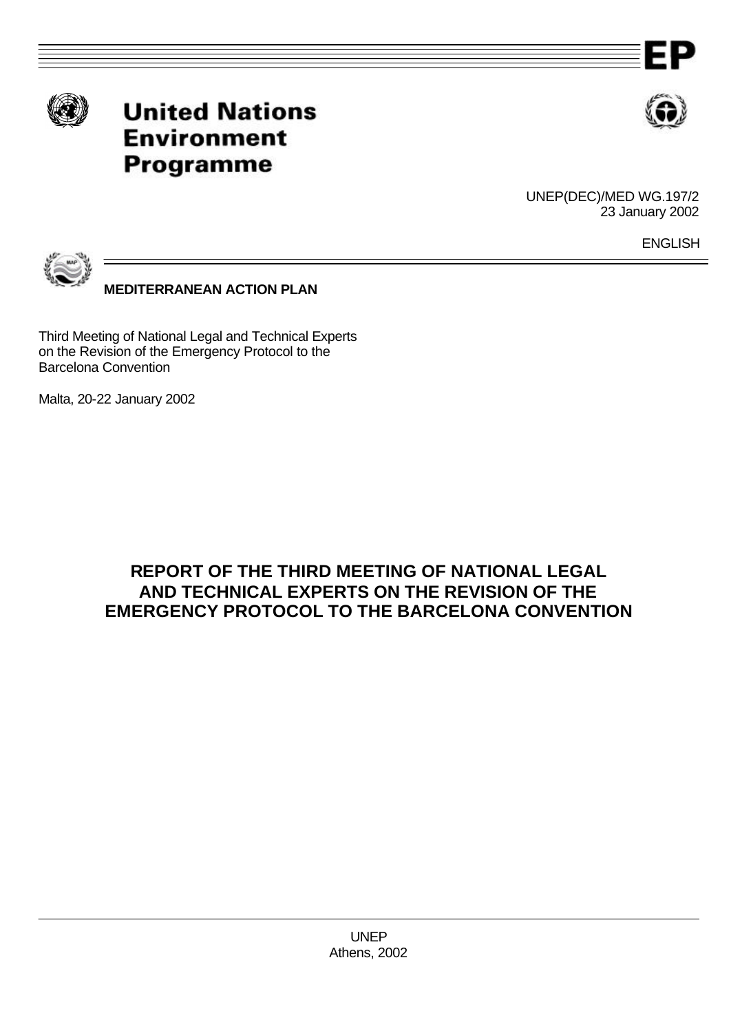EP

**United Nations Environment Programme**

UNEP(DEC)/MED WG.197/2
23 January 2002

ENGLISH

**MEDITERRANEAN ACTION PLAN**

Third Meeting of National Legal and Technical Experts on the Revision of the Emergency Protocol to the Barcelona Convention

Malta, 20-22 January 2002

# REPORT OF THE THIRD MEETING OF NATIONAL LEGAL AND TECHNICAL EXPERTS ON THE REVISION OF THE EMERGENCY PROTOCOL TO THE BARCELONA CONVENTION

UNEP
Athens, 2002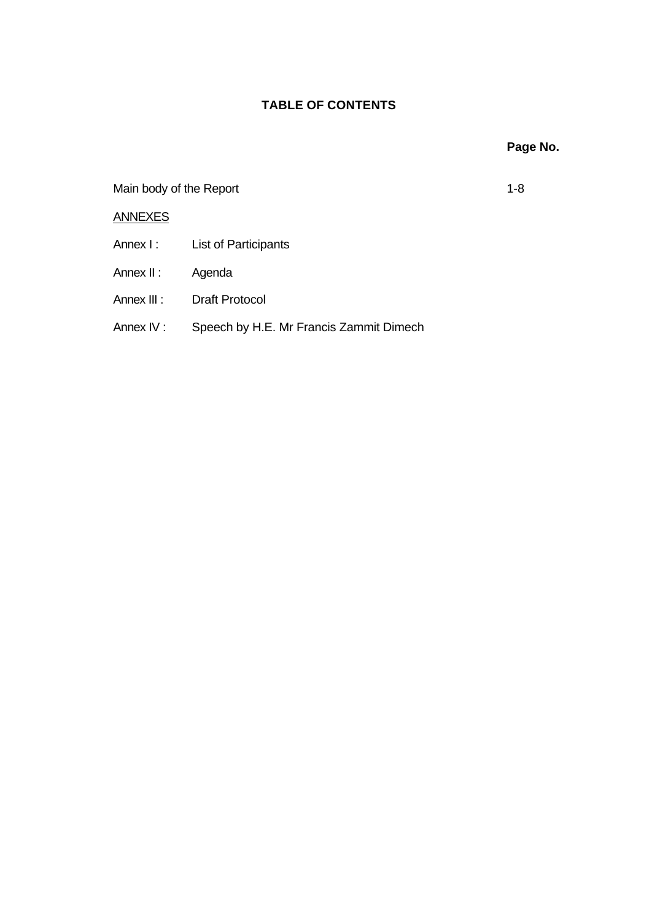# TABLE OF CONTENTS

| | Page No. |
|---|---|
| Main body of the Report | 1-8 |

ANNEXES

| | |
|---|---|
| Annex I : | List of Participants |
| Annex II : | Agenda |
| Annex III : | Draft Protocol |
| Annex IV : | Speech by H.E. Mr Francis Zammit Dimech |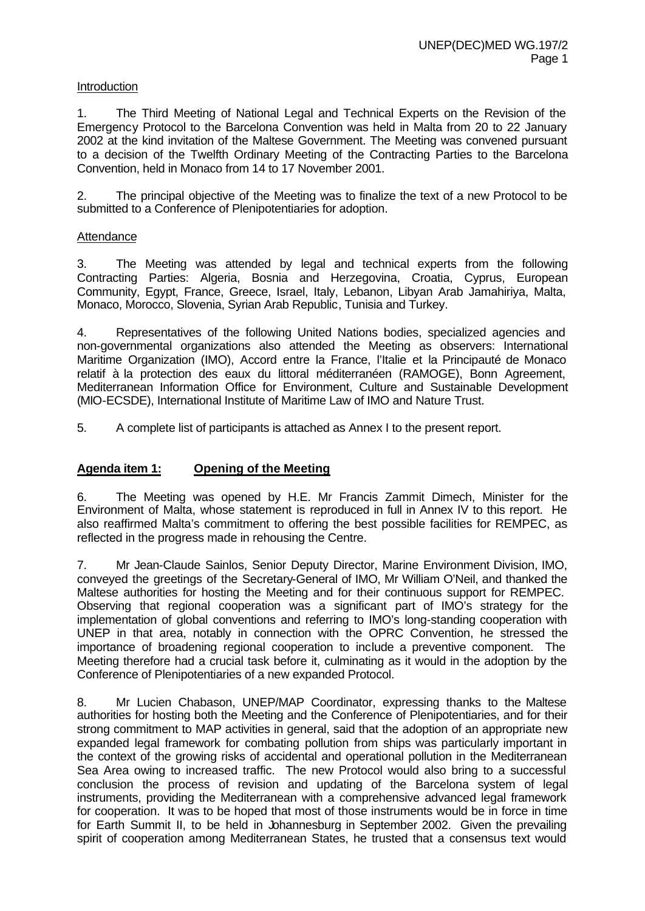Introduction

1. The Third Meeting of National Legal and Technical Experts on the Revision of the Emergency Protocol to the Barcelona Convention was held in Malta from 20 to 22 January 2002 at the kind invitation of the Maltese Government. The Meeting was convened pursuant to a decision of the Twelfth Ordinary Meeting of the Contracting Parties to the Barcelona Convention, held in Monaco from 14 to 17 November 2001.

2. The principal objective of the Meeting was to finalize the text of a new Protocol to be submitted to a Conference of Plenipotentiaries for adoption.

Attendance

3. The Meeting was attended by legal and technical experts from the following Contracting Parties: Algeria, Bosnia and Herzegovina, Croatia, Cyprus, European Community, Egypt, France, Greece, Israel, Italy, Lebanon, Libyan Arab Jamahiriya, Malta, Monaco, Morocco, Slovenia, Syrian Arab Republic, Tunisia and Turkey.

4. Representatives of the following United Nations bodies, specialized agencies and non-governmental organizations also attended the Meeting as observers: International Maritime Organization (IMO), Accord entre la France, l'Italie et la Principauté de Monaco relatif à la protection des eaux du littoral méditerranéen (RAMOGE), Bonn Agreement, Mediterranean Information Office for Environment, Culture and Sustainable Development (MIO-ECSDE), International Institute of Maritime Law of IMO and Nature Trust.

5. A complete list of participants is attached as Annex I to the present report.

## Agenda item 1: Opening of the Meeting

6. The Meeting was opened by H.E. Mr Francis Zammit Dimech, Minister for the Environment of Malta, whose statement is reproduced in full in Annex IV to this report. He also reaffirmed Malta's commitment to offering the best possible facilities for REMPEC, as reflected in the progress made in rehousing the Centre.

7. Mr Jean-Claude Sainlos, Senior Deputy Director, Marine Environment Division, IMO, conveyed the greetings of the Secretary-General of IMO, Mr William O'Neil, and thanked the Maltese authorities for hosting the Meeting and for their continuous support for REMPEC. Observing that regional cooperation was a significant part of IMO's strategy for the implementation of global conventions and referring to IMO's long-standing cooperation with UNEP in that area, notably in connection with the OPRC Convention, he stressed the importance of broadening regional cooperation to include a preventive component. The Meeting therefore had a crucial task before it, culminating as it would in the adoption by the Conference of Plenipotentiaries of a new expanded Protocol.

8. Mr Lucien Chabason, UNEP/MAP Coordinator, expressing thanks to the Maltese authorities for hosting both the Meeting and the Conference of Plenipotentiaries, and for their strong commitment to MAP activities in general, said that the adoption of an appropriate new expanded legal framework for combating pollution from ships was particularly important in the context of the growing risks of accidental and operational pollution in the Mediterranean Sea Area owing to increased traffic. The new Protocol would also bring to a successful conclusion the process of revision and updating of the Barcelona system of legal instruments, providing the Mediterranean with a comprehensive advanced legal framework for cooperation. It was to be hoped that most of those instruments would be in force in time for Earth Summit II, to be held in Johannesburg in September 2002. Given the prevailing spirit of cooperation among Mediterranean States, he trusted that a consensus text would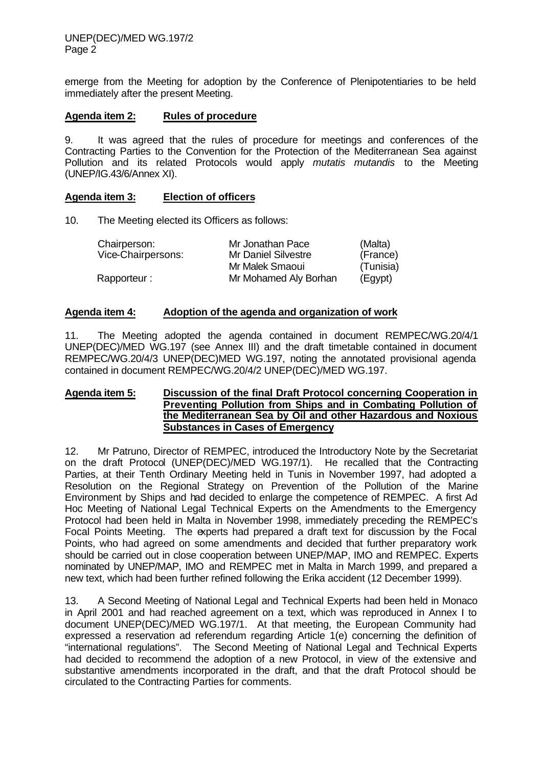emerge from the Meeting for adoption by the Conference of Plenipotentiaries to be held immediately after the present Meeting.

**Agenda item 2: Rules of procedure**

9. It was agreed that the rules of procedure for meetings and conferences of the Contracting Parties to the Convention for the Protection of the Mediterranean Sea against Pollution and its related Protocols would apply *mutatis mutandis* to the Meeting (UNEP/IG.43/6/Annex XI).

**Agenda item 3: Election of officers**

10. The Meeting elected its Officers as follows:

| | | |
|---|---|---|
| Chairperson: | Mr Jonathan Pace | (Malta) |
| Vice-Chairpersons: | Mr Daniel Silvestre | (France) |
| | Mr Malek Smaoui | (Tunisia) |
| Rapporteur : | Mr Mohamed Aly Borhan | (Egypt) |

**Agenda item 4: Adoption of the agenda and organization of work**

11. The Meeting adopted the agenda contained in document REMPEC/WG.20/4/1 UNEP(DEC)/MED WG.197 (see Annex III) and the draft timetable contained in document REMPEC/WG.20/4/3 UNEP(DEC)MED WG.197, noting the annotated provisional agenda contained in document REMPEC/WG.20/4/2 UNEP(DEC)/MED WG.197.

**Agenda item 5: Discussion of the final Draft Protocol concerning Cooperation in Preventing Pollution from Ships and in Combating Pollution of the Mediterranean Sea by Oil and other Hazardous and Noxious Substances in Cases of Emergency**

12. Mr Patruno, Director of REMPEC, introduced the Introductory Note by the Secretariat on the draft Protocol (UNEP(DEC)/MED WG.197/1). He recalled that the Contracting Parties, at their Tenth Ordinary Meeting held in Tunis in November 1997, had adopted a Resolution on the Regional Strategy on Prevention of the Pollution of the Marine Environment by Ships and had decided to enlarge the competence of REMPEC. A first Ad Hoc Meeting of National Legal Technical Experts on the Amendments to the Emergency Protocol had been held in Malta in November 1998, immediately preceding the REMPEC's Focal Points Meeting. The experts had prepared a draft text for discussion by the Focal Points, who had agreed on some amendments and decided that further preparatory work should be carried out in close cooperation between UNEP/MAP, IMO and REMPEC. Experts nominated by UNEP/MAP, IMO and REMPEC met in Malta in March 1999, and prepared a new text, which had been further refined following the Erika accident (12 December 1999).

13. A Second Meeting of National Legal and Technical Experts had been held in Monaco in April 2001 and had reached agreement on a text, which was reproduced in Annex I to document UNEP(DEC)/MED WG.197/1. At that meeting, the European Community had expressed a reservation ad referendum regarding Article 1(e) concerning the definition of "international regulations". The Second Meeting of National Legal and Technical Experts had decided to recommend the adoption of a new Protocol, in view of the extensive and substantive amendments incorporated in the draft, and that the draft Protocol should be circulated to the Contracting Parties for comments.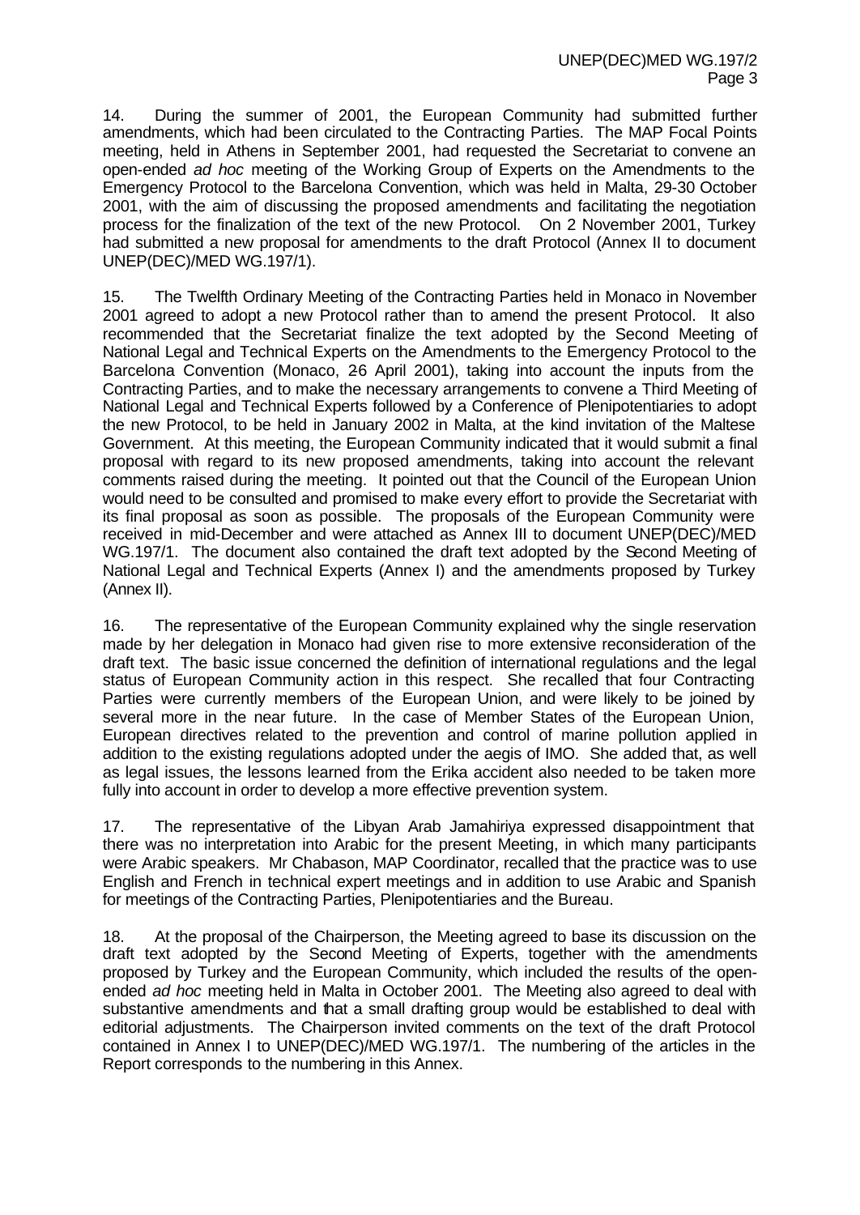14. During the summer of 2001, the European Community had submitted further amendments, which had been circulated to the Contracting Parties. The MAP Focal Points meeting, held in Athens in September 2001, had requested the Secretariat to convene an open-ended *ad hoc* meeting of the Working Group of Experts on the Amendments to the Emergency Protocol to the Barcelona Convention, which was held in Malta, 29-30 October 2001, with the aim of discussing the proposed amendments and facilitating the negotiation process for the finalization of the text of the new Protocol. On 2 November 2001, Turkey had submitted a new proposal for amendments to the draft Protocol (Annex II to document UNEP(DEC)/MED WG.197/1).

15. The Twelfth Ordinary Meeting of the Contracting Parties held in Monaco in November 2001 agreed to adopt a new Protocol rather than to amend the present Protocol. It also recommended that the Secretariat finalize the text adopted by the Second Meeting of National Legal and Technical Experts on the Amendments to the Emergency Protocol to the Barcelona Convention (Monaco, 2-6 April 2001), taking into account the inputs from the Contracting Parties, and to make the necessary arrangements to convene a Third Meeting of National Legal and Technical Experts followed by a Conference of Plenipotentiaries to adopt the new Protocol, to be held in January 2002 in Malta, at the kind invitation of the Maltese Government. At this meeting, the European Community indicated that it would submit a final proposal with regard to its new proposed amendments, taking into account the relevant comments raised during the meeting. It pointed out that the Council of the European Union would need to be consulted and promised to make every effort to provide the Secretariat with its final proposal as soon as possible. The proposals of the European Community were received in mid-December and were attached as Annex III to document UNEP(DEC)/MED WG.197/1. The document also contained the draft text adopted by the Second Meeting of National Legal and Technical Experts (Annex I) and the amendments proposed by Turkey (Annex II).

16. The representative of the European Community explained why the single reservation made by her delegation in Monaco had given rise to more extensive reconsideration of the draft text. The basic issue concerned the definition of international regulations and the legal status of European Community action in this respect. She recalled that four Contracting Parties were currently members of the European Union, and were likely to be joined by several more in the near future. In the case of Member States of the European Union, European directives related to the prevention and control of marine pollution applied in addition to the existing regulations adopted under the aegis of IMO. She added that, as well as legal issues, the lessons learned from the Erika accident also needed to be taken more fully into account in order to develop a more effective prevention system.

17. The representative of the Libyan Arab Jamahiriya expressed disappointment that there was no interpretation into Arabic for the present Meeting, in which many participants were Arabic speakers. Mr Chabason, MAP Coordinator, recalled that the practice was to use English and French in technical expert meetings and in addition to use Arabic and Spanish for meetings of the Contracting Parties, Plenipotentiaries and the Bureau.

18. At the proposal of the Chairperson, the Meeting agreed to base its discussion on the draft text adopted by the Second Meeting of Experts, together with the amendments proposed by Turkey and the European Community, which included the results of the open-ended *ad hoc* meeting held in Malta in October 2001. The Meeting also agreed to deal with substantive amendments and that a small drafting group would be established to deal with editorial adjustments. The Chairperson invited comments on the text of the draft Protocol contained in Annex I to UNEP(DEC)/MED WG.197/1. The numbering of the articles in the Report corresponds to the numbering in this Annex.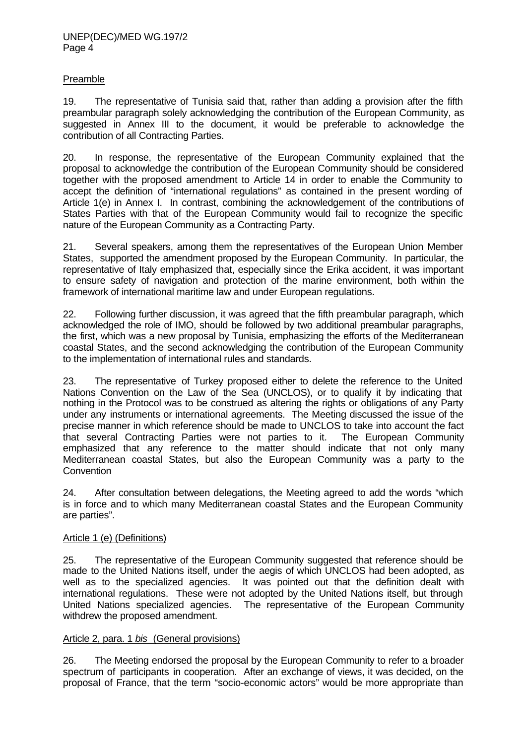Preamble

19. The representative of Tunisia said that, rather than adding a provision after the fifth preambular paragraph solely acknowledging the contribution of the European Community, as suggested in Annex III to the document, it would be preferable to acknowledge the contribution of all Contracting Parties.

20. In response, the representative of the European Community explained that the proposal to acknowledge the contribution of the European Community should be considered together with the proposed amendment to Article 14 in order to enable the Community to accept the definition of "international regulations" as contained in the present wording of Article 1(e) in Annex I. In contrast, combining the acknowledgement of the contributions of States Parties with that of the European Community would fail to recognize the specific nature of the European Community as a Contracting Party.

21. Several speakers, among them the representatives of the European Union Member States, supported the amendment proposed by the European Community. In particular, the representative of Italy emphasized that, especially since the Erika accident, it was important to ensure safety of navigation and protection of the marine environment, both within the framework of international maritime law and under European regulations.

22. Following further discussion, it was agreed that the fifth preambular paragraph, which acknowledged the role of IMO, should be followed by two additional preambular paragraphs, the first, which was a new proposal by Tunisia, emphasizing the efforts of the Mediterranean coastal States, and the second acknowledging the contribution of the European Community to the implementation of international rules and standards.

23. The representative of Turkey proposed either to delete the reference to the United Nations Convention on the Law of the Sea (UNCLOS), or to qualify it by indicating that nothing in the Protocol was to be construed as altering the rights or obligations of any Party under any instruments or international agreements. The Meeting discussed the issue of the precise manner in which reference should be made to UNCLOS to take into account the fact that several Contracting Parties were not parties to it. The European Community emphasized that any reference to the matter should indicate that not only many Mediterranean coastal States, but also the European Community was a party to the Convention

24. After consultation between delegations, the Meeting agreed to add the words "which is in force and to which many Mediterranean coastal States and the European Community are parties".

Article 1 (e) (Definitions)

25. The representative of the European Community suggested that reference should be made to the United Nations itself, under the aegis of which UNCLOS had been adopted, as well as to the specialized agencies. It was pointed out that the definition dealt with international regulations. These were not adopted by the United Nations itself, but through United Nations specialized agencies. The representative of the European Community withdrew the proposed amendment.

Article 2, para. 1 *bis* (General provisions)

26. The Meeting endorsed the proposal by the European Community to refer to a broader spectrum of participants in cooperation. After an exchange of views, it was decided, on the proposal of France, that the term "socio-economic actors" would be more appropriate than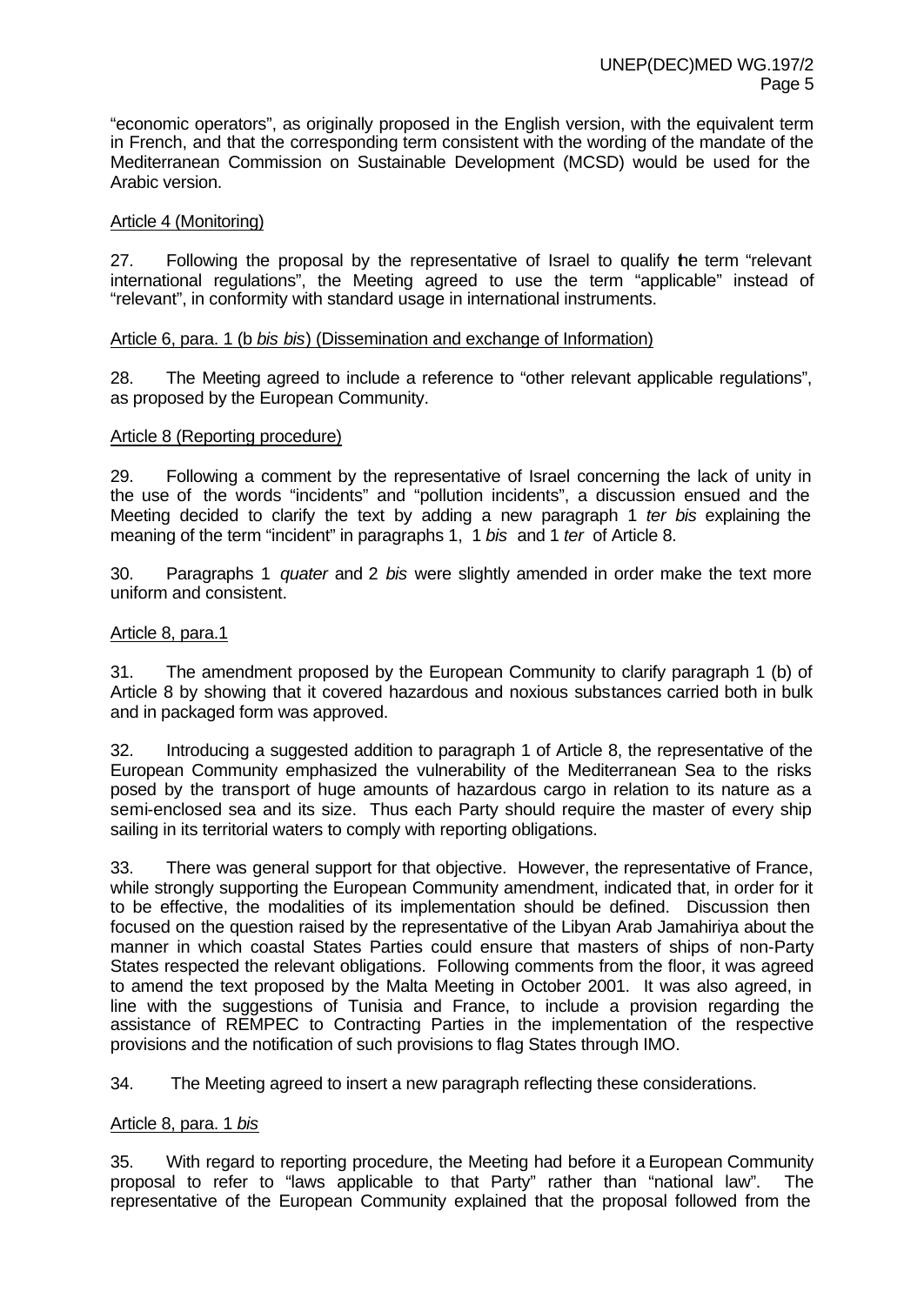"economic operators", as originally proposed in the English version, with the equivalent term in French, and that the corresponding term consistent with the wording of the mandate of the Mediterranean Commission on Sustainable Development (MCSD) would be used for the Arabic version.

Article 4 (Monitoring)

27. Following the proposal by the representative of Israel to qualify the term "relevant international regulations", the Meeting agreed to use the term "applicable" instead of "relevant", in conformity with standard usage in international instruments.

Article 6, para. 1 (b *bis bis*) (Dissemination and exchange of Information)

28. The Meeting agreed to include a reference to "other relevant applicable regulations", as proposed by the European Community.

Article 8 (Reporting procedure)

29. Following a comment by the representative of Israel concerning the lack of unity in the use of the words "incidents" and "pollution incidents", a discussion ensued and the Meeting decided to clarify the text by adding a new paragraph 1 *ter bis* explaining the meaning of the term "incident" in paragraphs 1, 1 *bis* and 1 *ter* of Article 8.

30. Paragraphs 1 *quater* and 2 *bis* were slightly amended in order make the text more uniform and consistent.

Article 8, para.1

31. The amendment proposed by the European Community to clarify paragraph 1 (b) of Article 8 by showing that it covered hazardous and noxious substances carried both in bulk and in packaged form was approved.

32. Introducing a suggested addition to paragraph 1 of Article 8, the representative of the European Community emphasized the vulnerability of the Mediterranean Sea to the risks posed by the transport of huge amounts of hazardous cargo in relation to its nature as a semi-enclosed sea and its size. Thus each Party should require the master of every ship sailing in its territorial waters to comply with reporting obligations.

33. There was general support for that objective. However, the representative of France, while strongly supporting the European Community amendment, indicated that, in order for it to be effective, the modalities of its implementation should be defined. Discussion then focused on the question raised by the representative of the Libyan Arab Jamahiriya about the manner in which coastal States Parties could ensure that masters of ships of non-Party States respected the relevant obligations. Following comments from the floor, it was agreed to amend the text proposed by the Malta Meeting in October 2001. It was also agreed, in line with the suggestions of Tunisia and France, to include a provision regarding the assistance of REMPEC to Contracting Parties in the implementation of the respective provisions and the notification of such provisions to flag States through IMO.

34. The Meeting agreed to insert a new paragraph reflecting these considerations.

Article 8, para. 1 *bis*

35. With regard to reporting procedure, the Meeting had before it a European Community proposal to refer to "laws applicable to that Party" rather than "national law". The representative of the European Community explained that the proposal followed from the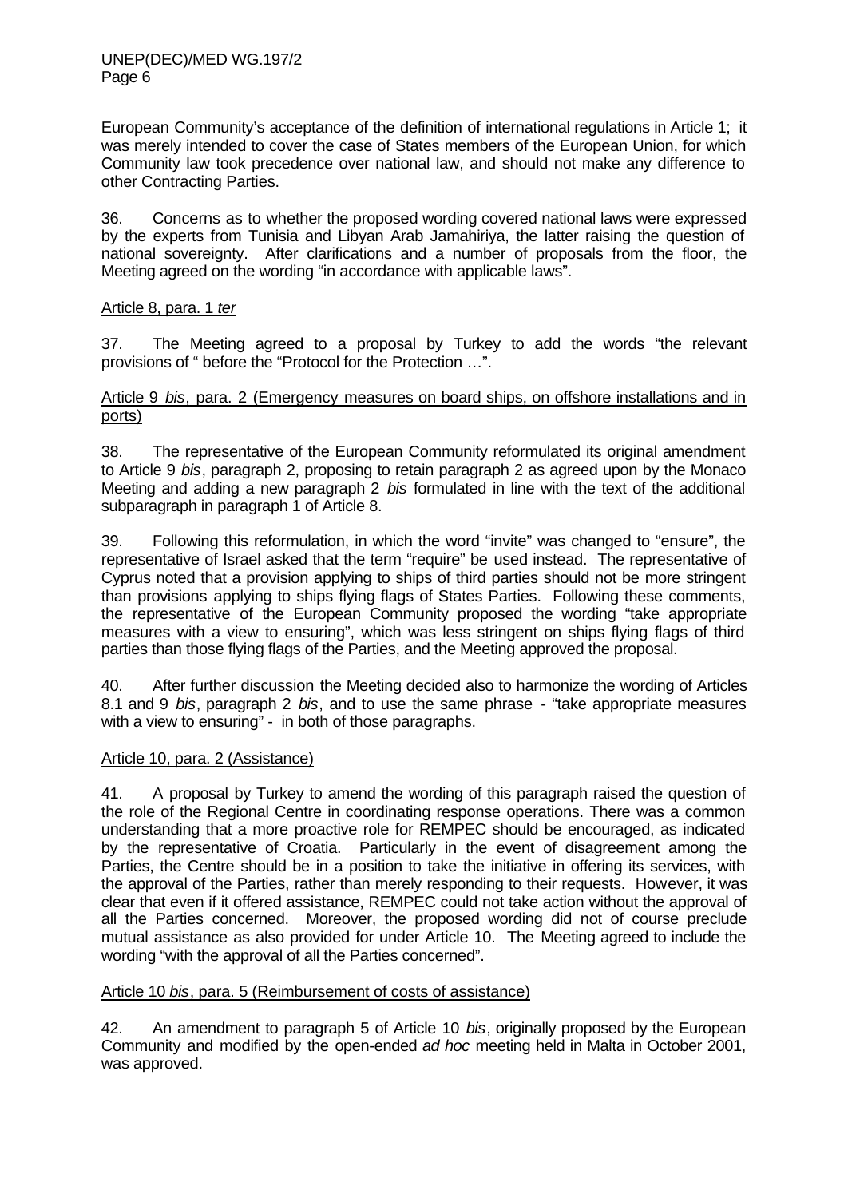European Community's acceptance of the definition of international regulations in Article 1; it was merely intended to cover the case of States members of the European Union, for which Community law took precedence over national law, and should not make any difference to other Contracting Parties.

36. Concerns as to whether the proposed wording covered national laws were expressed by the experts from Tunisia and Libyan Arab Jamahiriya, the latter raising the question of national sovereignty. After clarifications and a number of proposals from the floor, the Meeting agreed on the wording "in accordance with applicable laws".

Article 8, para. 1 *ter*

37. The Meeting agreed to a proposal by Turkey to add the words "the relevant provisions of " before the "Protocol for the Protection …".

Article 9 *bis*, para. 2 (Emergency measures on board ships, on offshore installations and in ports)

38. The representative of the European Community reformulated its original amendment to Article 9 *bis*, paragraph 2, proposing to retain paragraph 2 as agreed upon by the Monaco Meeting and adding a new paragraph 2 *bis* formulated in line with the text of the additional subparagraph in paragraph 1 of Article 8.

39. Following this reformulation, in which the word "invite" was changed to "ensure", the representative of Israel asked that the term "require" be used instead. The representative of Cyprus noted that a provision applying to ships of third parties should not be more stringent than provisions applying to ships flying flags of States Parties. Following these comments, the representative of the European Community proposed the wording "take appropriate measures with a view to ensuring", which was less stringent on ships flying flags of third parties than those flying flags of the Parties, and the Meeting approved the proposal.

40. After further discussion the Meeting decided also to harmonize the wording of Articles 8.1 and 9 *bis*, paragraph 2 *bis*, and to use the same phrase - "take appropriate measures with a view to ensuring" - in both of those paragraphs.

Article 10, para. 2 (Assistance)

41. A proposal by Turkey to amend the wording of this paragraph raised the question of the role of the Regional Centre in coordinating response operations. There was a common understanding that a more proactive role for REMPEC should be encouraged, as indicated by the representative of Croatia. Particularly in the event of disagreement among the Parties, the Centre should be in a position to take the initiative in offering its services, with the approval of the Parties, rather than merely responding to their requests. However, it was clear that even if it offered assistance, REMPEC could not take action without the approval of all the Parties concerned. Moreover, the proposed wording did not of course preclude mutual assistance as also provided for under Article 10. The Meeting agreed to include the wording "with the approval of all the Parties concerned".

Article 10 *bis*, para. 5 (Reimbursement of costs of assistance)

42. An amendment to paragraph 5 of Article 10 *bis*, originally proposed by the European Community and modified by the open-ended *ad hoc* meeting held in Malta in October 2001, was approved.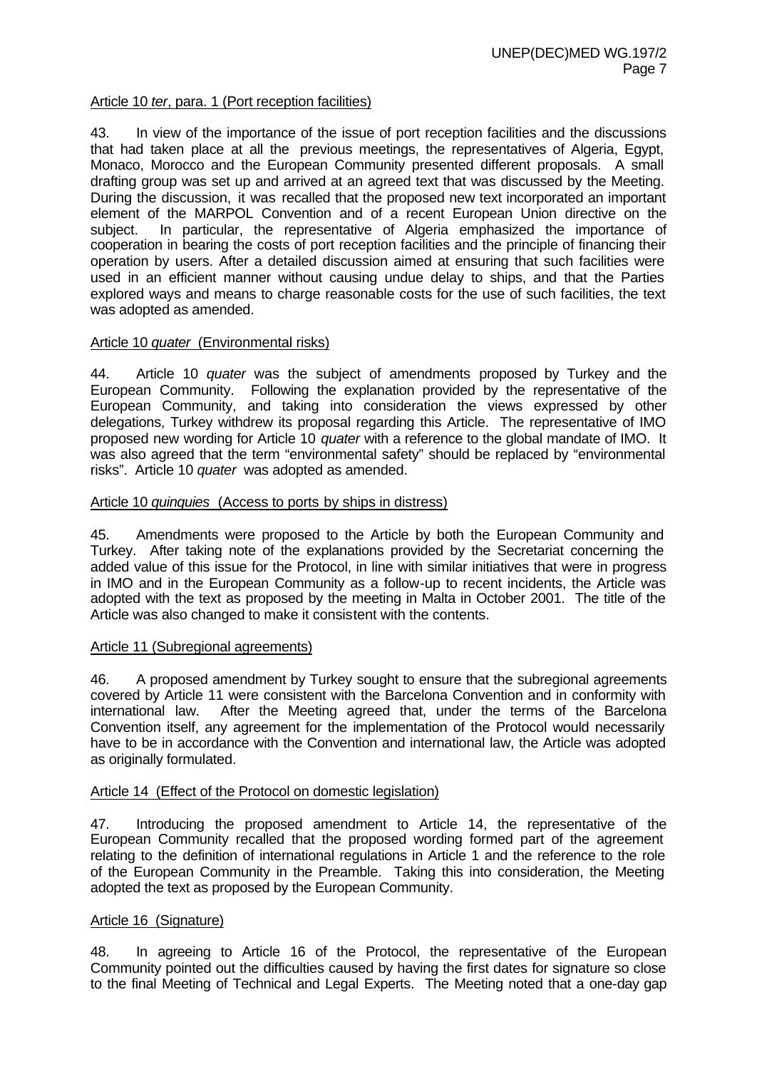Article 10 *ter*, para. 1 (Port reception facilities)

43. In view of the importance of the issue of port reception facilities and the discussions that had taken place at all the previous meetings, the representatives of Algeria, Egypt, Monaco, Morocco and the European Community presented different proposals. A small drafting group was set up and arrived at an agreed text that was discussed by the Meeting. During the discussion, it was recalled that the proposed new text incorporated an important element of the MARPOL Convention and of a recent European Union directive on the subject. In particular, the representative of Algeria emphasized the importance of cooperation in bearing the costs of port reception facilities and the principle of financing their operation by users. After a detailed discussion aimed at ensuring that such facilities were used in an efficient manner without causing undue delay to ships, and that the Parties explored ways and means to charge reasonable costs for the use of such facilities, the text was adopted as amended.

Article 10 *quater* (Environmental risks)

44. Article 10 *quater* was the subject of amendments proposed by Turkey and the European Community. Following the explanation provided by the representative of the European Community, and taking into consideration the views expressed by other delegations, Turkey withdrew its proposal regarding this Article. The representative of IMO proposed new wording for Article 10 *quater* with a reference to the global mandate of IMO. It was also agreed that the term "environmental safety" should be replaced by "environmental risks". Article 10 *quater* was adopted as amended.

Article 10 *quinquies* (Access to ports by ships in distress)

45. Amendments were proposed to the Article by both the European Community and Turkey. After taking note of the explanations provided by the Secretariat concerning the added value of this issue for the Protocol, in line with similar initiatives that were in progress in IMO and in the European Community as a follow-up to recent incidents, the Article was adopted with the text as proposed by the meeting in Malta in October 2001. The title of the Article was also changed to make it consistent with the contents.

Article 11 (Subregional agreements)

46. A proposed amendment by Turkey sought to ensure that the subregional agreements covered by Article 11 were consistent with the Barcelona Convention and in conformity with international law. After the Meeting agreed that, under the terms of the Barcelona Convention itself, any agreement for the implementation of the Protocol would necessarily have to be in accordance with the Convention and international law, the Article was adopted as originally formulated.

Article 14 (Effect of the Protocol on domestic legislation)

47. Introducing the proposed amendment to Article 14, the representative of the European Community recalled that the proposed wording formed part of the agreement relating to the definition of international regulations in Article 1 and the reference to the role of the European Community in the Preamble. Taking this into consideration, the Meeting adopted the text as proposed by the European Community.

Article 16 (Signature)

48. In agreeing to Article 16 of the Protocol, the representative of the European Community pointed out the difficulties caused by having the first dates for signature so close to the final Meeting of Technical and Legal Experts. The Meeting noted that a one-day gap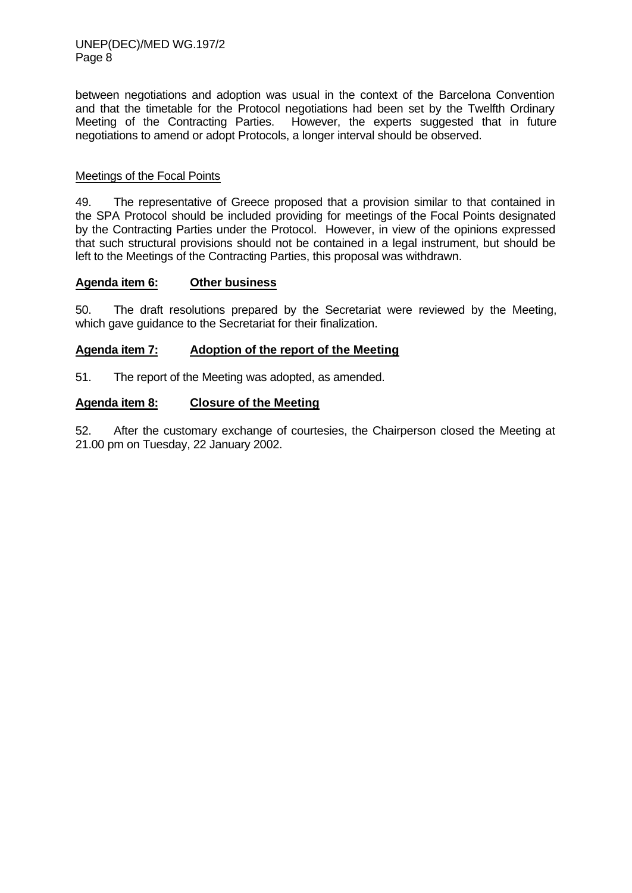between negotiations and adoption was usual in the context of the Barcelona Convention and that the timetable for the Protocol negotiations had been set by the Twelfth Ordinary Meeting of the Contracting Parties. However, the experts suggested that in future negotiations to amend or adopt Protocols, a longer interval should be observed.

Meetings of the Focal Points

49. The representative of Greece proposed that a provision similar to that contained in the SPA Protocol should be included providing for meetings of the Focal Points designated by the Contracting Parties under the Protocol. However, in view of the opinions expressed that such structural provisions should not be contained in a legal instrument, but should be left to the Meetings of the Contracting Parties, this proposal was withdrawn.

## **Agenda item 6: Other business**

50. The draft resolutions prepared by the Secretariat were reviewed by the Meeting, which gave guidance to the Secretariat for their finalization.

## **Agenda item 7: Adoption of the report of the Meeting**

51. The report of the Meeting was adopted, as amended.

## **Agenda item 8: Closure of the Meeting**

52. After the customary exchange of courtesies, the Chairperson closed the Meeting at 21.00 pm on Tuesday, 22 January 2002.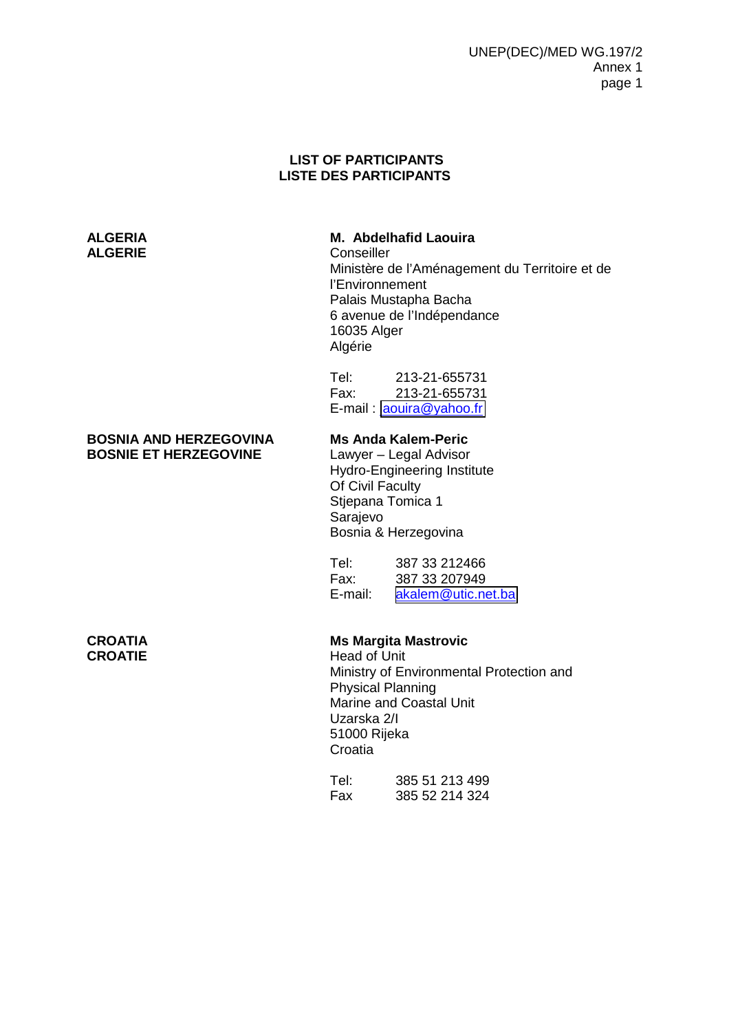**LIST OF PARTICIPANTS**
**LISTE DES PARTICIPANTS**

**ALGERIA**
**ALGERIE**

**M. Abdelhafid Laouira**
Conseiller
Ministère de l'Aménagement du Territoire et de l'Environnement
Palais Mustapha Bacha
6 avenue de l'Indépendance
16035 Alger
Algérie

Tel: 213-21-655731
Fax: 213-21-655731
E-mail : aouira@yahoo.fr

**BOSNIA AND HERZEGOVINA**
**BOSNIE ET HERZEGOVINE**

**Ms Anda Kalem-Peric**
Lawyer – Legal Advisor
Hydro-Engineering Institute
Of Civil Faculty
Stjepana Tomica 1
Sarajevo
Bosnia & Herzegovina

Tel: 387 33 212466
Fax: 387 33 207949
E-mail: akalem@utic.net.ba

**CROATIA**
**CROATIE**

**Ms Margita Mastrovic**
Head of Unit
Ministry of Environmental Protection and Physical Planning
Marine and Coastal Unit
Uzarska 2/I
51000 Rijeka
Croatia

Tel: 385 51 213 499
Fax 385 52 214 324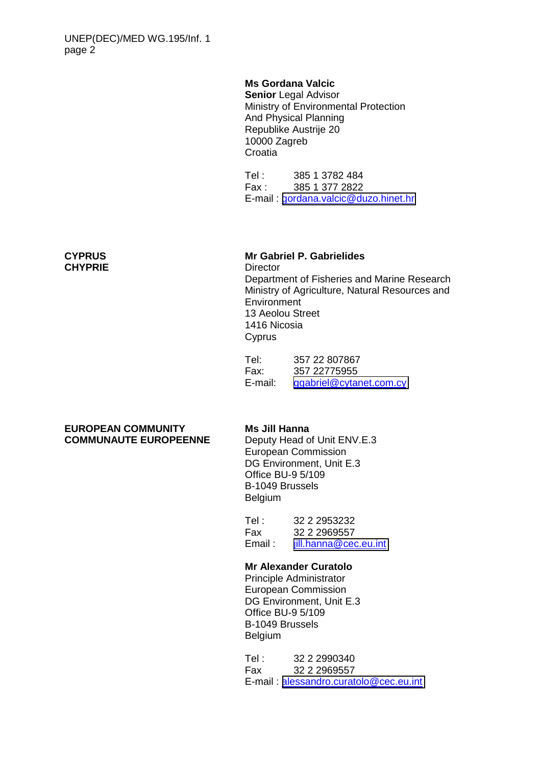**Ms Gordana Valcic**
**Senior** Legal Advisor
Ministry of Environmental Protection
And Physical Planning
Republike Austrije 20
10000 Zagreb
Croatia

Tel : 385 1 3782 484
Fax : 385 1 377 2822
E-mail : gordana.valcic@duzo.hinet.hr

**CYPRUS**
**CHYPRIE**

**Mr Gabriel P. Gabrielides**
Director
Department of Fisheries and Marine Research
Ministry of Agriculture, Natural Resources and Environment
13 Aeolou Street
1416 Nicosia
Cyprus

Tel: 357 22 807867
Fax: 357 22775955
E-mail: ggabriel@cytanet.com.cy

**EUROPEAN COMMUNITY**
**COMMUNAUTE EUROPEENNE**

**Ms Jill Hanna**
Deputy Head of Unit ENV.E.3
European Commission
DG Environment, Unit E.3
Office BU-9 5/109
B-1049 Brussels
Belgium

Tel : 32 2 2953232
Fax 32 2 2969557
Email : jill.hanna@cec.eu.int

**Mr Alexander Curatolo**
Principle Administrator
European Commission
DG Environment, Unit E.3
Office BU-9 5/109
B-1049 Brussels
Belgium

Tel : 32 2 2990340
Fax 32 2 2969557
E-mail : alessandro.curatolo@cec.eu.int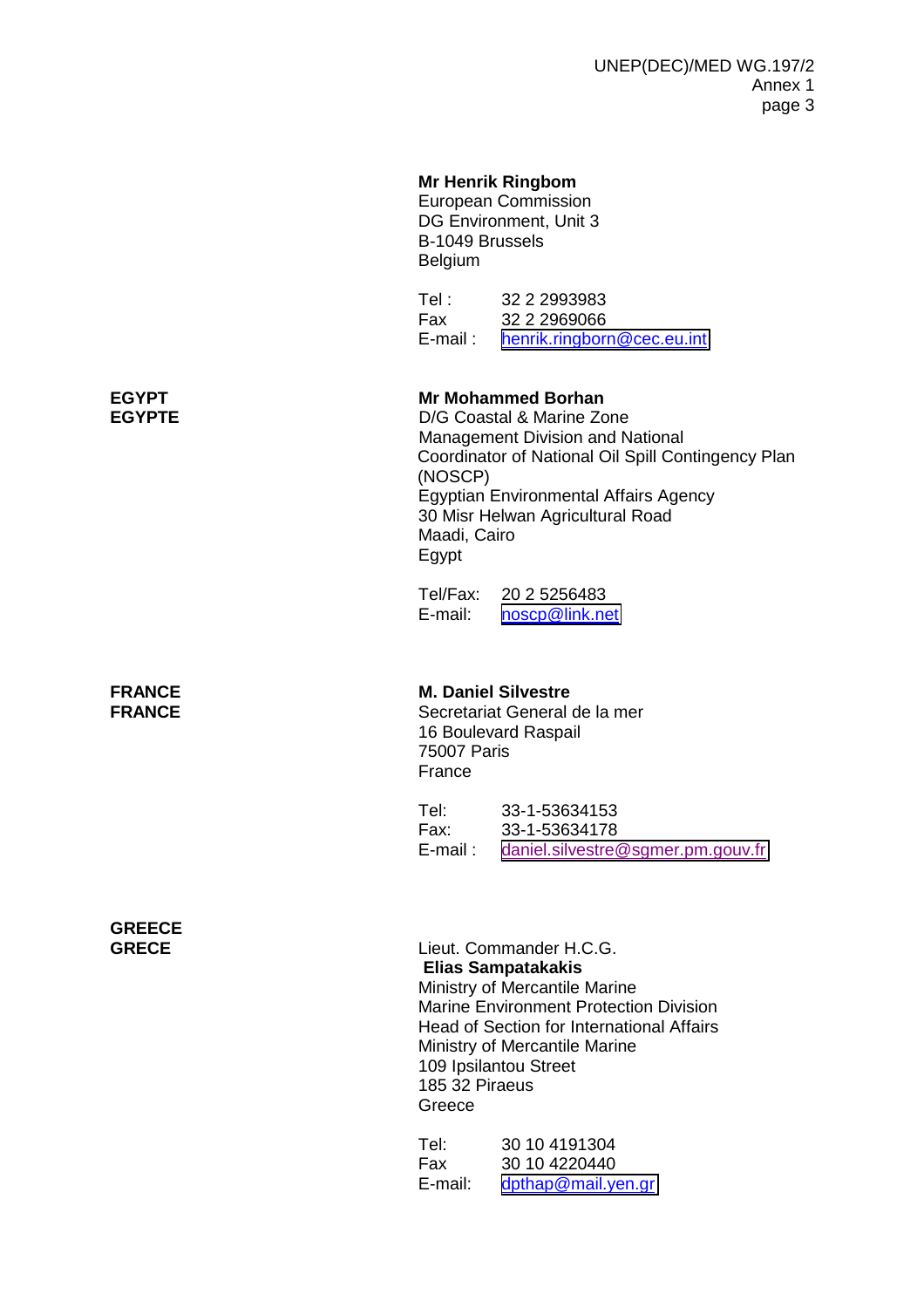**Mr Henrik Ringbom**
European Commission
DG Environment, Unit 3
B-1049 Brussels
Belgium

Tel : 32 2 2993983
Fax 32 2 2969066
E-mail : henrik.ringborn@cec.eu.int

**EGYPT**
**EGYPTE**

**Mr Mohammed Borhan**
D/G Coastal & Marine Zone
Management Division and National Coordinator of National Oil Spill Contingency Plan (NOSCP)
Egyptian Environmental Affairs Agency
30 Misr Helwan Agricultural Road
Maadi, Cairo
Egypt

Tel/Fax: 20 2 5256483
E-mail: noscp@link.net

**FRANCE**
**FRANCE**

**M. Daniel Silvestre**
Secretariat General de la mer
16 Boulevard Raspail
75007 Paris
France

Tel: 33-1-53634153
Fax: 33-1-53634178
E-mail : daniel.silvestre@sgmer.pm.gouv.fr

**GREECE**
**GRECE**

Lieut. Commander H.C.G.
**Elias Sampatakakis**
Ministry of Mercantile Marine
Marine Environment Protection Division
Head of Section for International Affairs
Ministry of Mercantile Marine
109 Ipsilantou Street
185 32 Piraeus
Greece

Tel: 30 10 4191304
Fax 30 10 4220440
E-mail: dpthap@mail.yen.gr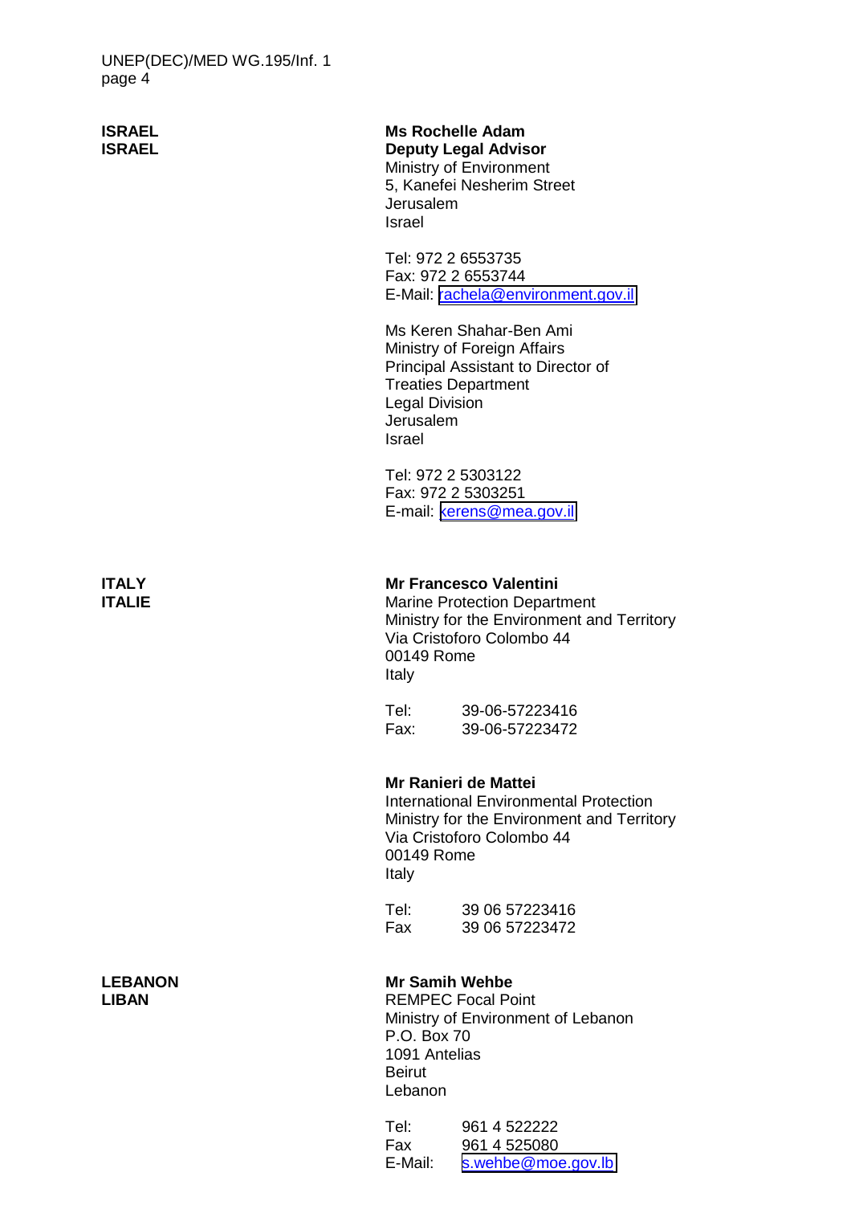**ISRAEL**
**ISRAEL**

**Ms Rochelle Adam**
**Deputy Legal Advisor**
Ministry of Environment
5, Kanefei Nesherim Street
Jerusalem
Israel

Tel: 972 2 6553735
Fax: 972 2 6553744
E-Mail: rachela@environment.gov.il

Ms Keren Shahar-Ben Ami
Ministry of Foreign Affairs
Principal Assistant to Director of
Treaties Department
Legal Division
Jerusalem
Israel

Tel: 972 2 5303122
Fax: 972 2 5303251
E-mail: kerens@mea.gov.il

**ITALY**
**ITALIE**

**Mr Francesco Valentini**
Marine Protection Department
Ministry for the Environment and Territory
Via Cristoforo Colombo 44
00149 Rome
Italy

Tel: 39-06-57223416
Fax: 39-06-57223472

**Mr Ranieri de Mattei**
International Environmental Protection
Ministry for the Environment and Territory
Via Cristoforo Colombo 44
00149 Rome
Italy

Tel: 39 06 57223416
Fax 39 06 57223472

**LEBANON**
**LIBAN**

**Mr Samih Wehbe**
REMPEC Focal Point
Ministry of Environment of Lebanon
P.O. Box 70
1091 Antelias
Beirut
Lebanon

Tel: 961 4 522222
Fax 961 4 525080
E-Mail: s.wehbe@moe.gov.lb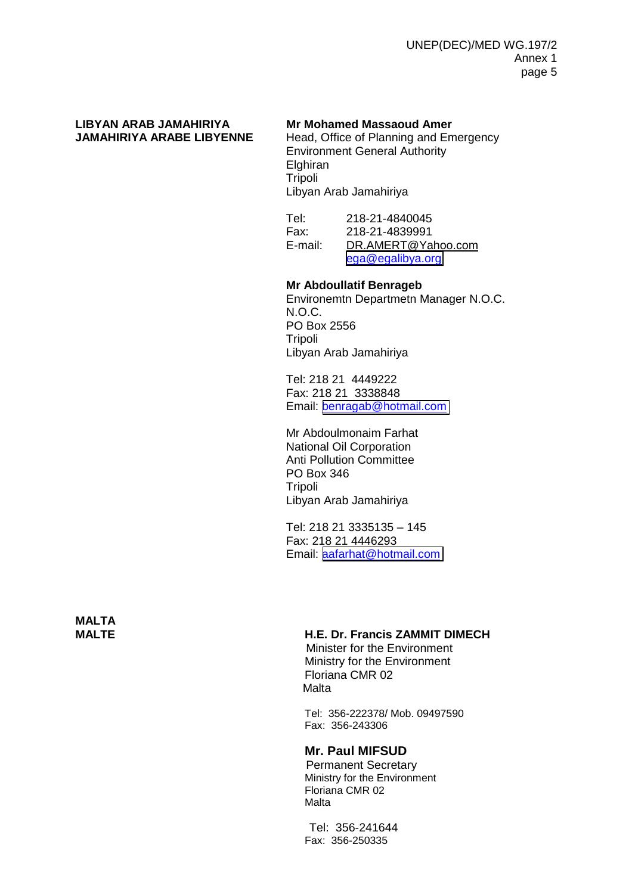**LIBYAN ARAB JAMAHIRIYA**
**JAMAHIRIYA ARABE LIBYENNE**

**Mr Mohamed Massaoud Amer**
Head, Office of Planning and Emergency
Environment General Authority
Elghiran
Tripoli
Libyan Arab Jamahiriya

Tel: 218-21-4840045
Fax: 218-21-4839991
E-mail: DR.AMERT@Yahoo.com
ega@egalibya.org

**Mr Abdoullatif Benrageb**
Environemtn Departmetn Manager N.O.C.
N.O.C.
PO Box 2556
Tripoli
Libyan Arab Jamahiriya

Tel: 218 21 4449222
Fax: 218 21 3338848
Email: benragab@hotmail.com

Mr Abdoulmonaim Farhat
National Oil Corporation
Anti Pollution Committee
PO Box 346
Tripoli
Libyan Arab Jamahiriya

Tel: 218 21 3335135 – 145
Fax: 218 21 4446293
Email: aafarhat@hotmail.com

**MALTA**
**MALTE**

**H.E. Dr. Francis ZAMMIT DIMECH**
Minister for the Environment
Ministry for the Environment
Floriana CMR 02
Malta

Tel: 356-222378/ Mob. 09497590
Fax: 356-243306

**Mr. Paul MIFSUD**
Permanent Secretary
Ministry for the Environment
Floriana CMR 02
Malta

Tel: 356-241644
Fax: 356-250335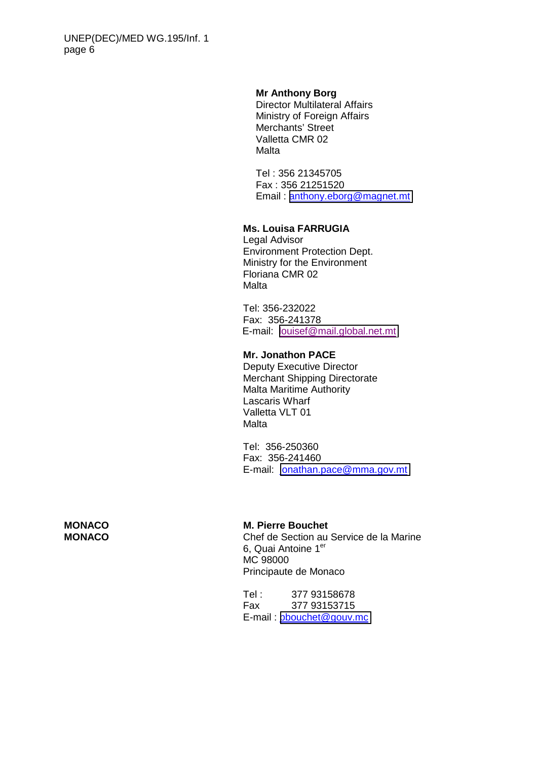**Mr Anthony Borg**
Director Multilateral Affairs
Ministry of Foreign Affairs
Merchants' Street
Valletta CMR 02
Malta

Tel : 356 21345705
Fax : 356 21251520
Email : anthony.eborg@magnet.mt

**Ms. Louisa FARRUGIA**
Legal Advisor
Environment Protection Dept.
Ministry for the Environment
Floriana CMR 02
Malta

Tel: 356-232022
Fax: 356-241378
E-mail: louisef@mail.global.net.mt

**Mr. Jonathon PACE**
Deputy Executive Director
Merchant Shipping Directorate
Malta Maritime Authority
Lascaris Wharf
Valletta VLT 01
Malta

Tel: 356-250360
Fax: 356-241460
E-mail: jonathan.pace@mma.gov.mt

**MONACO**
**MONACO**

**M. Pierre Bouchet**
Chef de Section au Service de la Marine
6, Quai Antoine 1er
MC 98000
Principaute de Monaco

Tel : 377 93158678
Fax 377 93153715
E-mail : pbouchet@gouv.mc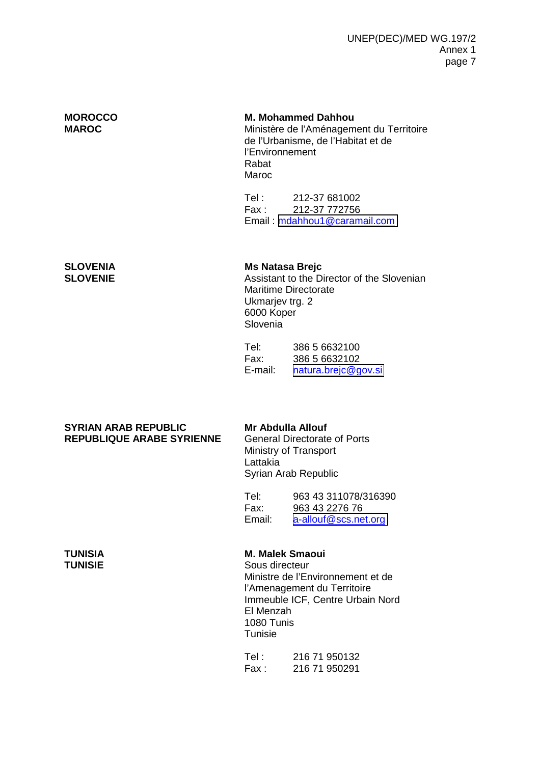**MOROCCO**
**MAROC**

**M. Mohammed Dahhou**
Ministère de l'Aménagement du Territoire
de l'Urbanisme, de l'Habitat et de
l'Environnement
Rabat
Maroc

Tel : 212-37 681002
Fax : 212-37 772756
Email : mdahhou1@caramail.com

**SLOVENIA**
**SLOVENIE**

**Ms Natasa Brejc**
Assistant to the Director of the Slovenian
Maritime Directorate
Ukmarjev trg. 2
6000 Koper
Slovenia

Tel: 386 5 6632100
Fax: 386 5 6632102
E-mail: natura.brejc@gov.si

**SYRIAN ARAB REPUBLIC**
**REPUBLIQUE ARABE SYRIENNE**

**Mr Abdulla Allouf**
General Directorate of Ports
Ministry of Transport
Lattakia
Syrian Arab Republic

Tel: 963 43 311078/316390
Fax: 963 43 2276 76
Email: a-allouf@scs.net.org

**TUNISIA**
**TUNISIE**

**M. Malek Smaoui**
Sous directeur
Ministre de l'Environnement et de
l'Amenagement du Territoire
Immeuble ICF, Centre Urbain Nord
El Menzah
1080 Tunis
Tunisie

Tel : 216 71 950132
Fax : 216 71 950291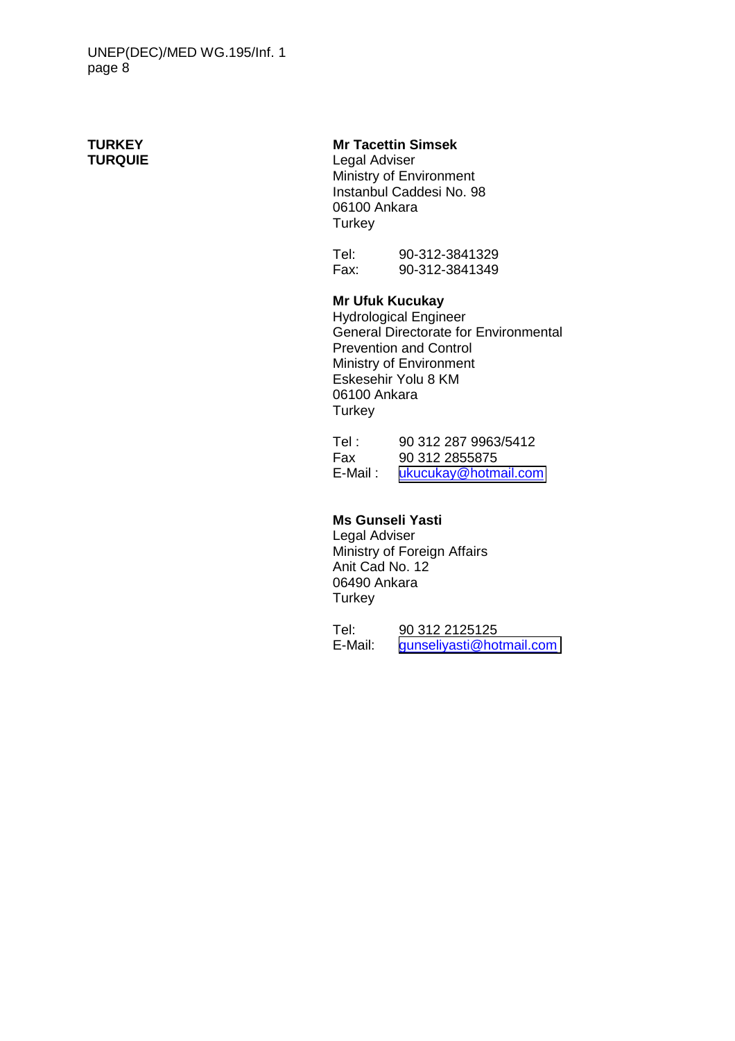**TURKEY**
**TURQUIE**

**Mr Tacettin Simsek**
Legal Adviser
Ministry of Environment
Instanbul Caddesi No. 98
06100 Ankara
Turkey

Tel: 90-312-3841329
Fax: 90-312-3841349

**Mr Ufuk Kucukay**
Hydrological Engineer
General Directorate for Environmental Prevention and Control
Ministry of Environment
Eskesehir Yolu 8 KM
06100 Ankara
Turkey

Tel : 90 312 287 9963/5412
Fax 90 312 2855875
E-Mail : ukucukay@hotmail.com

**Ms Gunseli Yasti**
Legal Adviser
Ministry of Foreign Affairs
Anit Cad No. 12
06490 Ankara
Turkey

Tel: 90 312 2125125
E-Mail: gunseliyasti@hotmail.com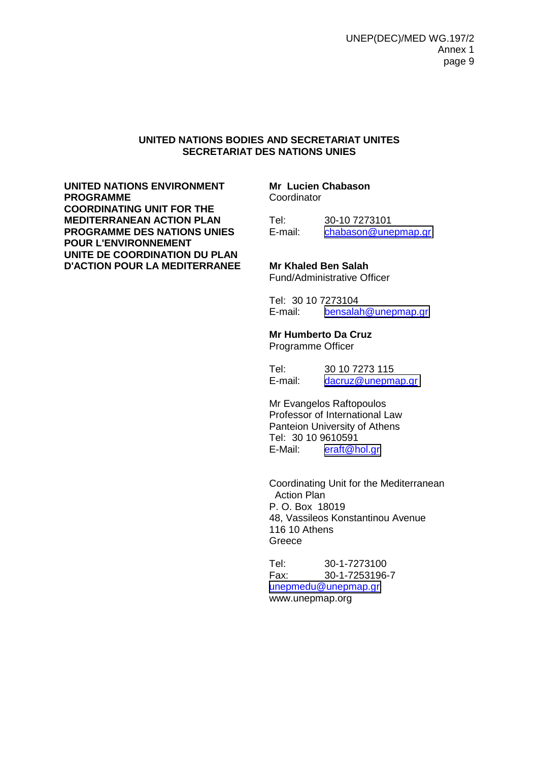**UNITED NATIONS BODIES AND SECRETARIAT UNITES**
**SECRETARIAT DES NATIONS UNIES**

**UNITED NATIONS ENVIRONMENT PROGRAMME**
**COORDINATING UNIT FOR THE MEDITERRANEAN ACTION PLAN**
**PROGRAMME DES NATIONS UNIES POUR L'ENVIRONNEMENT**
**UNITE DE COORDINATION DU PLAN D'ACTION POUR LA MEDITERRANEE**

**Mr Lucien Chabason**
Coordinator

Tel: 30-10 7273101
E-mail: chabason@unepmap.gr

**Mr Khaled Ben Salah**
Fund/Administrative Officer

Tel: 30 10 7273104
E-mail: bensalah@unepmap.gr

**Mr Humberto Da Cruz**
Programme Officer

Tel: 30 10 7273 115
E-mail: dacruz@unepmap.gr

Mr Evangelos Raftopoulos
Professor of International Law
Panteion University of Athens
Tel: 30 10 9610591
E-Mail: eraft@hol.gr

Coordinating Unit for the Mediterranean Action Plan
P. O. Box 18019
48, Vassileos Konstantinou Avenue
116 10 Athens
Greece

Tel: 30-1-7273100
Fax: 30-1-7253196-7
unepmedu@unepmap.gr
www.unepmap.org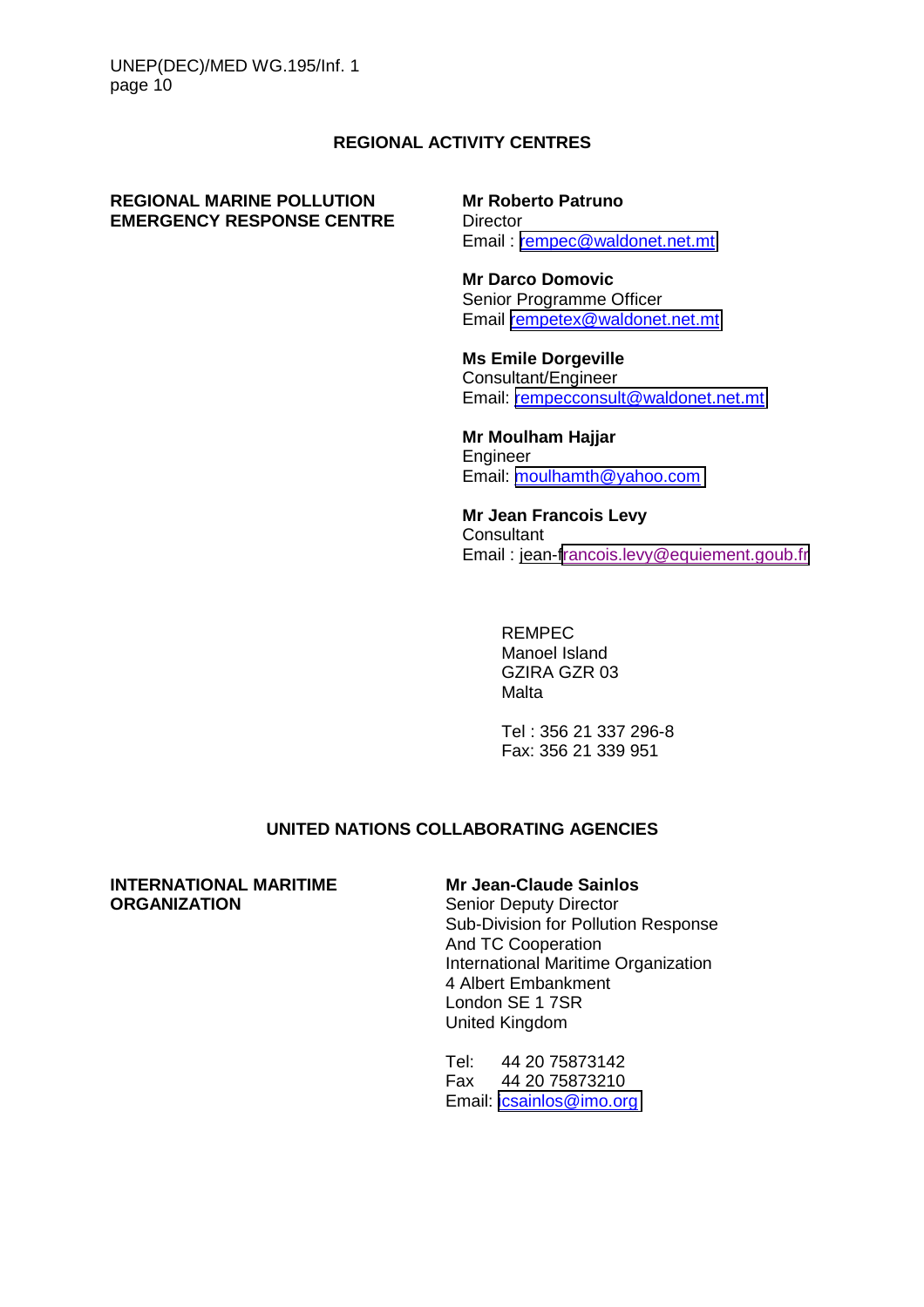## REGIONAL ACTIVITY CENTRES

**REGIONAL MARINE POLLUTION EMERGENCY RESPONSE CENTRE**

**Mr Roberto Patruno**
Director
Email : rempec@waldonet.net.mt

**Mr Darco Domovic**
Senior Programme Officer
Email rempetex@waldonet.net.mt

**Ms Emile Dorgeville**
Consultant/Engineer
Email: rempecconsult@waldonet.net.mt

**Mr Moulham Hajjar**
Engineer
Email: moulhamth@yahoo.com

**Mr Jean Francois Levy**
Consultant
Email : jean-francois.levy@equiement.goub.fr

REMPEC
Manoel Island
GZIRA GZR 03
Malta

Tel : 356 21 337 296-8
Fax: 356 21 339 951

## UNITED NATIONS COLLABORATING AGENCIES

**INTERNATIONAL MARITIME ORGANIZATION**

**Mr Jean-Claude Sainlos**
Senior Deputy Director
Sub-Division for Pollution Response
And TC Cooperation
International Maritime Organization
4 Albert Embankment
London SE 1 7SR
United Kingdom

Tel: 44 20 75873142
Fax 44 20 75873210
Email: csainlos@imo.org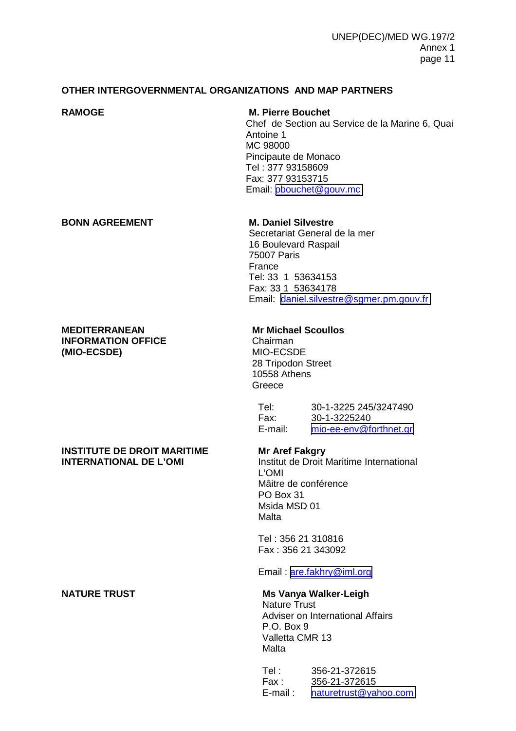## OTHER INTERGOVERNMENTAL ORGANIZATIONS AND MAP PARTNERS

| | |
|---|---|
| **RAMOGE** | **M. Pierre Bouchet**<br>Chef de Section au Service de la Marine 6, Quai Antoine 1<br>MC 98000<br>Pincipaute de Monaco<br>Tel : 377 93158609<br>Fax: 377 93153715<br>Email: pbouchet@gouv.mc |
| **BONN AGREEMENT** | **M. Daniel Silvestre**<br>Secretariat General de la mer<br>16 Boulevard Raspail<br>75007 Paris<br>France<br>Tel: 33 1 53634153<br>Fax: 33 1 53634178<br>Email: daniel.silvestre@sgmer.pm.gouv.fr |
| **MEDITERRANEAN INFORMATION OFFICE (MIO-ECSDE)** | **Mr Michael Scoullos**<br>Chairman<br>MIO-ECSDE<br>28 Tripodon Street<br>10558 Athens<br>Greece<br><br>Tel: 30-1-3225 245/3247490<br>Fax: 30-1-3225240<br>E-mail: mio-ee-env@forthnet.gr |
| **INSTITUTE DE DROIT MARITIME INTERNATIONAL DE L'OMI** | **Mr Aref Fakgry**<br>Institut de Droit Maritime International L'OMI<br>Mâitre de conférence<br>PO Box 31<br>Msida MSD 01<br>Malta<br><br>Tel : 356 21 310816<br>Fax : 356 21 343092<br><br>Email : are.fakhry@iml.org |
| **NATURE TRUST** | **Ms Vanya Walker-Leigh**<br>Nature Trust<br>Adviser on International Affairs<br>P.O. Box 9<br>Valletta CMR 13<br>Malta<br><br>Tel : 356-21-372615<br>Fax : 356-21-372615<br>E-mail : naturetrust@yahoo.com |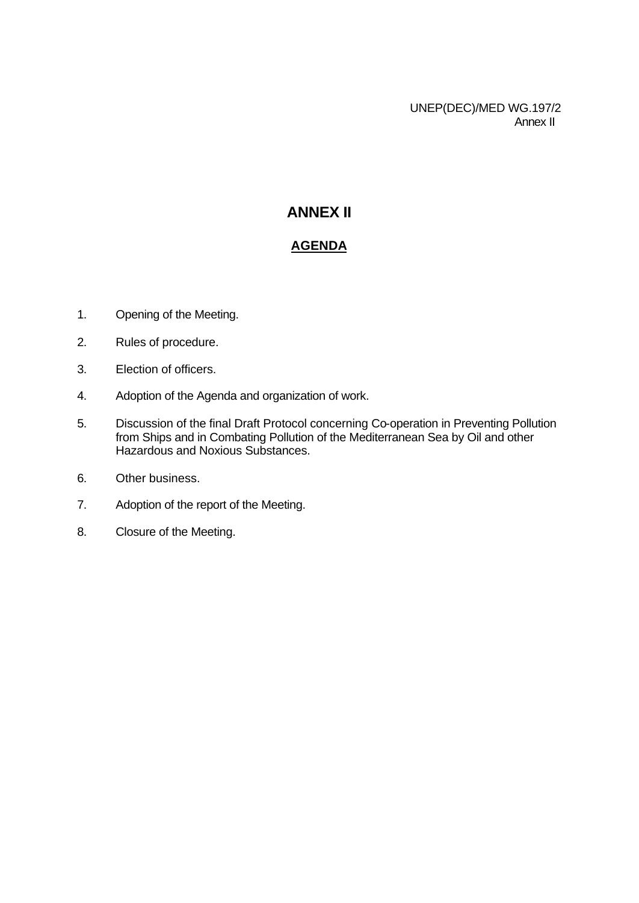# ANNEX II

## AGENDA

1. Opening of the Meeting.
2. Rules of procedure.
3. Election of officers.
4. Adoption of the Agenda and organization of work.
5. Discussion of the final Draft Protocol concerning Co-operation in Preventing Pollution from Ships and in Combating Pollution of the Mediterranean Sea by Oil and other Hazardous and Noxious Substances.
6. Other business.
7. Adoption of the report of the Meeting.
8. Closure of the Meeting.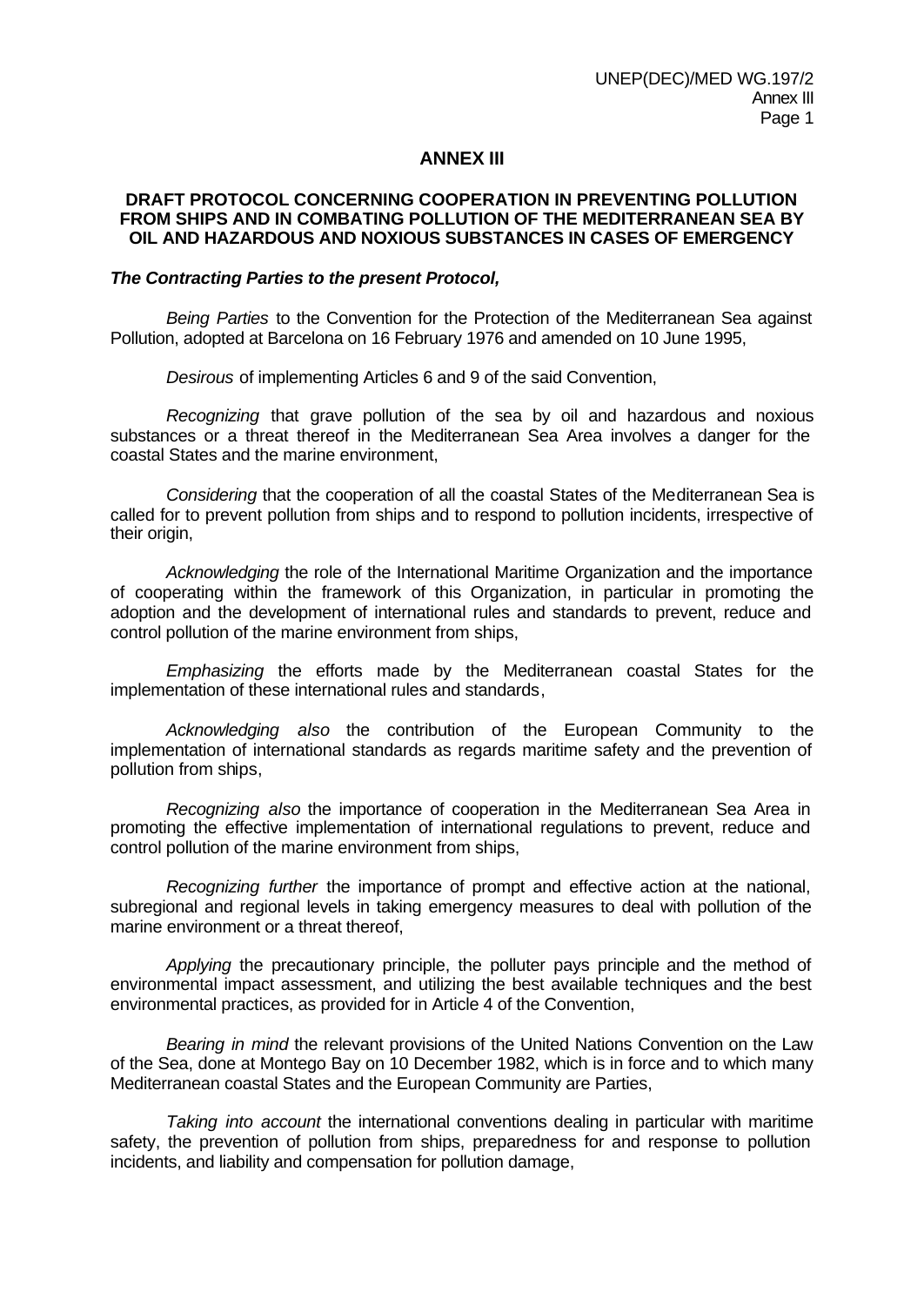## ANNEX III

### DRAFT PROTOCOL CONCERNING COOPERATION IN PREVENTING POLLUTION FROM SHIPS AND IN COMBATING POLLUTION OF THE MEDITERRANEAN SEA BY OIL AND HAZARDOUS AND NOXIOUS SUBSTANCES IN CASES OF EMERGENCY

***The Contracting Parties to the present Protocol,***

*Being Parties* to the Convention for the Protection of the Mediterranean Sea against Pollution, adopted at Barcelona on 16 February 1976 and amended on 10 June 1995,

*Desirous* of implementing Articles 6 and 9 of the said Convention,

*Recognizing* that grave pollution of the sea by oil and hazardous and noxious substances or a threat thereof in the Mediterranean Sea Area involves a danger for the coastal States and the marine environment,

*Considering* that the cooperation of all the coastal States of the Mediterranean Sea is called for to prevent pollution from ships and to respond to pollution incidents, irrespective of their origin,

*Acknowledging* the role of the International Maritime Organization and the importance of cooperating within the framework of this Organization, in particular in promoting the adoption and the development of international rules and standards to prevent, reduce and control pollution of the marine environment from ships,

*Emphasizing* the efforts made by the Mediterranean coastal States for the implementation of these international rules and standards,

*Acknowledging also* the contribution of the European Community to the implementation of international standards as regards maritime safety and the prevention of pollution from ships,

*Recognizing also* the importance of cooperation in the Mediterranean Sea Area in promoting the effective implementation of international regulations to prevent, reduce and control pollution of the marine environment from ships,

*Recognizing further* the importance of prompt and effective action at the national, subregional and regional levels in taking emergency measures to deal with pollution of the marine environment or a threat thereof,

*Applying* the precautionary principle, the polluter pays principle and the method of environmental impact assessment, and utilizing the best available techniques and the best environmental practices, as provided for in Article 4 of the Convention,

*Bearing in mind* the relevant provisions of the United Nations Convention on the Law of the Sea, done at Montego Bay on 10 December 1982, which is in force and to which many Mediterranean coastal States and the European Community are Parties,

*Taking into account* the international conventions dealing in particular with maritime safety, the prevention of pollution from ships, preparedness for and response to pollution incidents, and liability and compensation for pollution damage,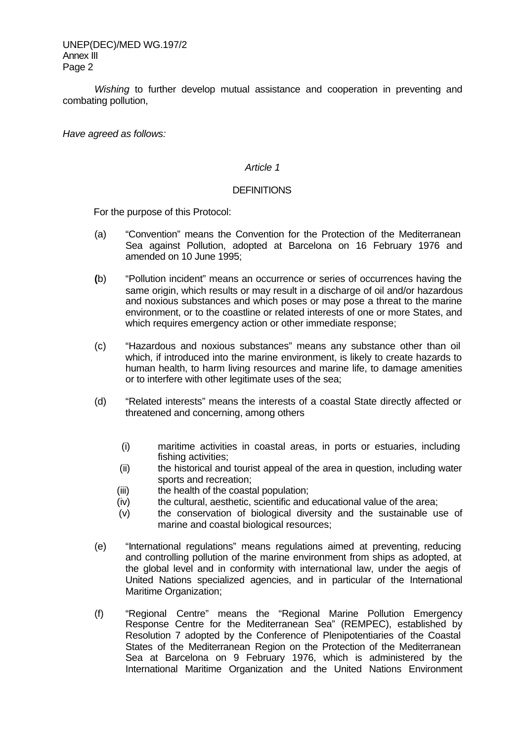*Wishing* to further develop mutual assistance and cooperation in preventing and combating pollution,

*Have agreed as follows:*

*Article 1*

DEFINITIONS

For the purpose of this Protocol:

(a) "Convention" means the Convention for the Protection of the Mediterranean Sea against Pollution, adopted at Barcelona on 16 February 1976 and amended on 10 June 1995;

(b) "Pollution incident" means an occurrence or series of occurrences having the same origin, which results or may result in a discharge of oil and/or hazardous and noxious substances and which poses or may pose a threat to the marine environment, or to the coastline or related interests of one or more States, and which requires emergency action or other immediate response;

(c) "Hazardous and noxious substances" means any substance other than oil which, if introduced into the marine environment, is likely to create hazards to human health, to harm living resources and marine life, to damage amenities or to interfere with other legitimate uses of the sea;

(d) "Related interests" means the interests of a coastal State directly affected or threatened and concerning, among others

   (i) maritime activities in coastal areas, in ports or estuaries, including fishing activities;
   (ii) the historical and tourist appeal of the area in question, including water sports and recreation;
   (iii) the health of the coastal population;
   (iv) the cultural, aesthetic, scientific and educational value of the area;
   (v) the conservation of biological diversity and the sustainable use of marine and coastal biological resources;

(e) "International regulations" means regulations aimed at preventing, reducing and controlling pollution of the marine environment from ships as adopted, at the global level and in conformity with international law, under the aegis of United Nations specialized agencies, and in particular of the International Maritime Organization;

(f) "Regional Centre" means the "Regional Marine Pollution Emergency Response Centre for the Mediterranean Sea" (REMPEC), established by Resolution 7 adopted by the Conference of Plenipotentiaries of the Coastal States of the Mediterranean Region on the Protection of the Mediterranean Sea at Barcelona on 9 February 1976, which is administered by the International Maritime Organization and the United Nations Environment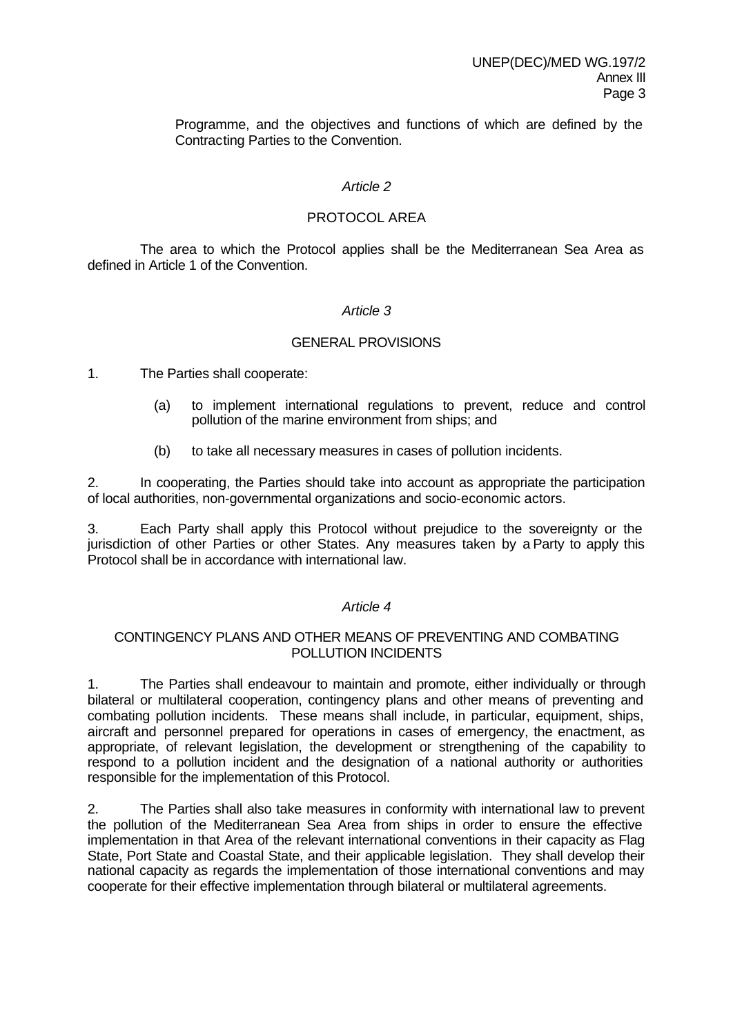Programme, and the objectives and functions of which are defined by the Contracting Parties to the Convention.

*Article 2*

PROTOCOL AREA

The area to which the Protocol applies shall be the Mediterranean Sea Area as defined in Article 1 of the Convention.

*Article 3*

GENERAL PROVISIONS

1. The Parties shall cooperate:

   (a) to implement international regulations to prevent, reduce and control pollution of the marine environment from ships; and

   (b) to take all necessary measures in cases of pollution incidents.

2. In cooperating, the Parties should take into account as appropriate the participation of local authorities, non-governmental organizations and socio-economic actors.

3. Each Party shall apply this Protocol without prejudice to the sovereignty or the jurisdiction of other Parties or other States. Any measures taken by a Party to apply this Protocol shall be in accordance with international law.

*Article 4*

CONTINGENCY PLANS AND OTHER MEANS OF PREVENTING AND COMBATING POLLUTION INCIDENTS

1. The Parties shall endeavour to maintain and promote, either individually or through bilateral or multilateral cooperation, contingency plans and other means of preventing and combating pollution incidents. These means shall include, in particular, equipment, ships, aircraft and personnel prepared for operations in cases of emergency, the enactment, as appropriate, of relevant legislation, the development or strengthening of the capability to respond to a pollution incident and the designation of a national authority or authorities responsible for the implementation of this Protocol.

2. The Parties shall also take measures in conformity with international law to prevent the pollution of the Mediterranean Sea Area from ships in order to ensure the effective implementation in that Area of the relevant international conventions in their capacity as Flag State, Port State and Coastal State, and their applicable legislation. They shall develop their national capacity as regards the implementation of those international conventions and may cooperate for their effective implementation through bilateral or multilateral agreements.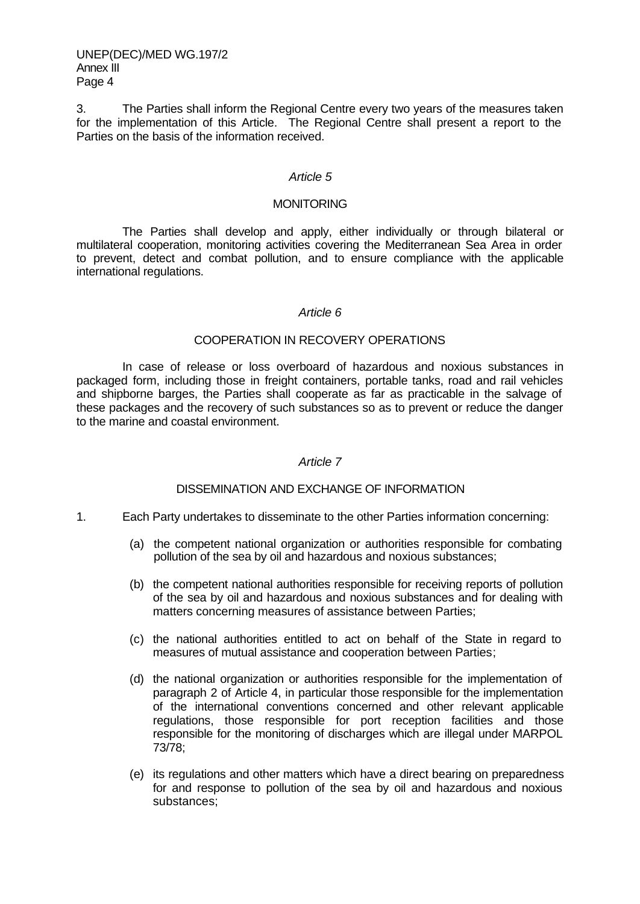3. The Parties shall inform the Regional Centre every two years of the measures taken for the implementation of this Article. The Regional Centre shall present a report to the Parties on the basis of the information received.

*Article 5*

MONITORING

The Parties shall develop and apply, either individually or through bilateral or multilateral cooperation, monitoring activities covering the Mediterranean Sea Area in order to prevent, detect and combat pollution, and to ensure compliance with the applicable international regulations.

*Article 6*

COOPERATION IN RECOVERY OPERATIONS

In case of release or loss overboard of hazardous and noxious substances in packaged form, including those in freight containers, portable tanks, road and rail vehicles and shipborne barges, the Parties shall cooperate as far as practicable in the salvage of these packages and the recovery of such substances so as to prevent or reduce the danger to the marine and coastal environment.

*Article 7*

DISSEMINATION AND EXCHANGE OF INFORMATION

1. Each Party undertakes to disseminate to the other Parties information concerning:

   (a) the competent national organization or authorities responsible for combating pollution of the sea by oil and hazardous and noxious substances;

   (b) the competent national authorities responsible for receiving reports of pollution of the sea by oil and hazardous and noxious substances and for dealing with matters concerning measures of assistance between Parties;

   (c) the national authorities entitled to act on behalf of the State in regard to measures of mutual assistance and cooperation between Parties;

   (d) the national organization or authorities responsible for the implementation of paragraph 2 of Article 4, in particular those responsible for the implementation of the international conventions concerned and other relevant applicable regulations, those responsible for port reception facilities and those responsible for the monitoring of discharges which are illegal under MARPOL 73/78;

   (e) its regulations and other matters which have a direct bearing on preparedness for and response to pollution of the sea by oil and hazardous and noxious substances;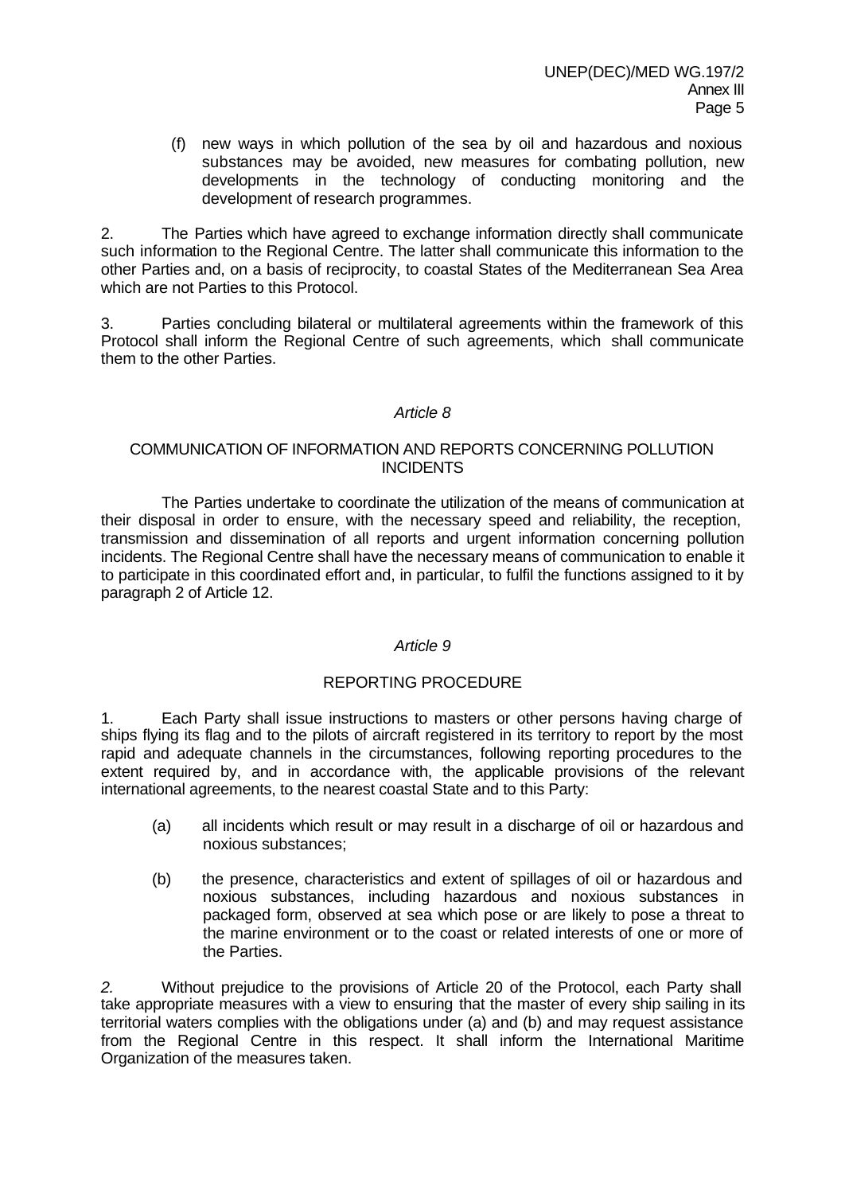(f) new ways in which pollution of the sea by oil and hazardous and noxious substances may be avoided, new measures for combating pollution, new developments in the technology of conducting monitoring and the development of research programmes.

2. The Parties which have agreed to exchange information directly shall communicate such information to the Regional Centre. The latter shall communicate this information to the other Parties and, on a basis of reciprocity, to coastal States of the Mediterranean Sea Area which are not Parties to this Protocol.

3. Parties concluding bilateral or multilateral agreements within the framework of this Protocol shall inform the Regional Centre of such agreements, which shall communicate them to the other Parties.

*Article 8*

COMMUNICATION OF INFORMATION AND REPORTS CONCERNING POLLUTION INCIDENTS

The Parties undertake to coordinate the utilization of the means of communication at their disposal in order to ensure, with the necessary speed and reliability, the reception, transmission and dissemination of all reports and urgent information concerning pollution incidents. The Regional Centre shall have the necessary means of communication to enable it to participate in this coordinated effort and, in particular, to fulfil the functions assigned to it by paragraph 2 of Article 12.

*Article 9*

REPORTING PROCEDURE

1. Each Party shall issue instructions to masters or other persons having charge of ships flying its flag and to the pilots of aircraft registered in its territory to report by the most rapid and adequate channels in the circumstances, following reporting procedures to the extent required by, and in accordance with, the applicable provisions of the relevant international agreements, to the nearest coastal State and to this Party:

(a) all incidents which result or may result in a discharge of oil or hazardous and noxious substances;

(b) the presence, characteristics and extent of spillages of oil or hazardous and noxious substances, including hazardous and noxious substances in packaged form, observed at sea which pose or are likely to pose a threat to the marine environment or to the coast or related interests of one or more of the Parties.

*2.* Without prejudice to the provisions of Article 20 of the Protocol, each Party shall take appropriate measures with a view to ensuring that the master of every ship sailing in its territorial waters complies with the obligations under (a) and (b) and may request assistance from the Regional Centre in this respect. It shall inform the International Maritime Organization of the measures taken.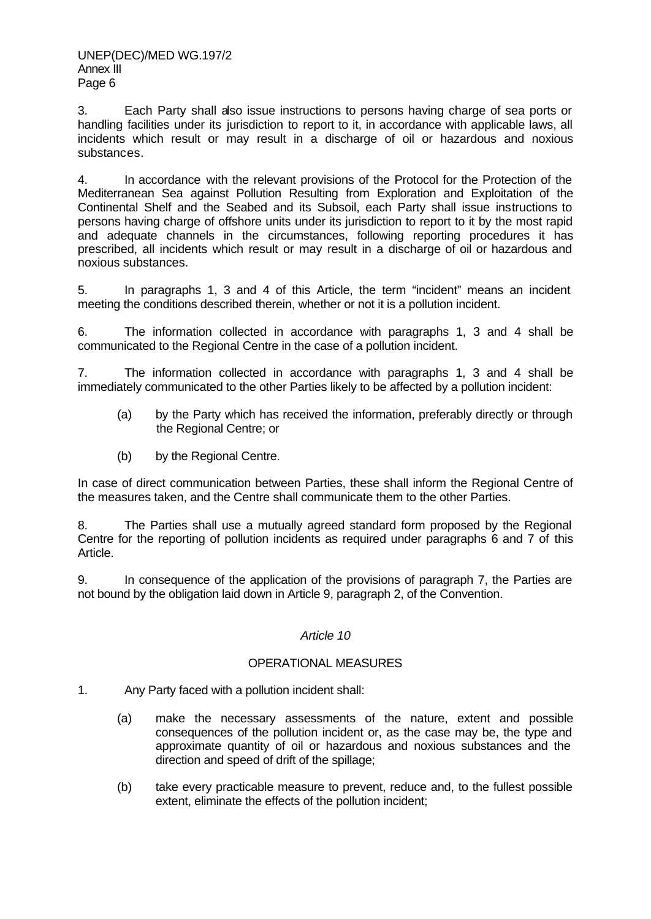3. Each Party shall also issue instructions to persons having charge of sea ports or handling facilities under its jurisdiction to report to it, in accordance with applicable laws, all incidents which result or may result in a discharge of oil or hazardous and noxious substances.

4. In accordance with the relevant provisions of the Protocol for the Protection of the Mediterranean Sea against Pollution Resulting from Exploration and Exploitation of the Continental Shelf and the Seabed and its Subsoil, each Party shall issue instructions to persons having charge of offshore units under its jurisdiction to report to it by the most rapid and adequate channels in the circumstances, following reporting procedures it has prescribed, all incidents which result or may result in a discharge of oil or hazardous and noxious substances.

5. In paragraphs 1, 3 and 4 of this Article, the term "incident" means an incident meeting the conditions described therein, whether or not it is a pollution incident.

6. The information collected in accordance with paragraphs 1, 3 and 4 shall be communicated to the Regional Centre in the case of a pollution incident.

7. The information collected in accordance with paragraphs 1, 3 and 4 shall be immediately communicated to the other Parties likely to be affected by a pollution incident:

(a) by the Party which has received the information, preferably directly or through the Regional Centre; or

(b) by the Regional Centre.

In case of direct communication between Parties, these shall inform the Regional Centre of the measures taken, and the Centre shall communicate them to the other Parties.

8. The Parties shall use a mutually agreed standard form proposed by the Regional Centre for the reporting of pollution incidents as required under paragraphs 6 and 7 of this Article.

9. In consequence of the application of the provisions of paragraph 7, the Parties are not bound by the obligation laid down in Article 9, paragraph 2, of the Convention.

*Article 10*

OPERATIONAL MEASURES

1. Any Party faced with a pollution incident shall:

(a) make the necessary assessments of the nature, extent and possible consequences of the pollution incident or, as the case may be, the type and approximate quantity of oil or hazardous and noxious substances and the direction and speed of drift of the spillage;

(b) take every practicable measure to prevent, reduce and, to the fullest possible extent, eliminate the effects of the pollution incident;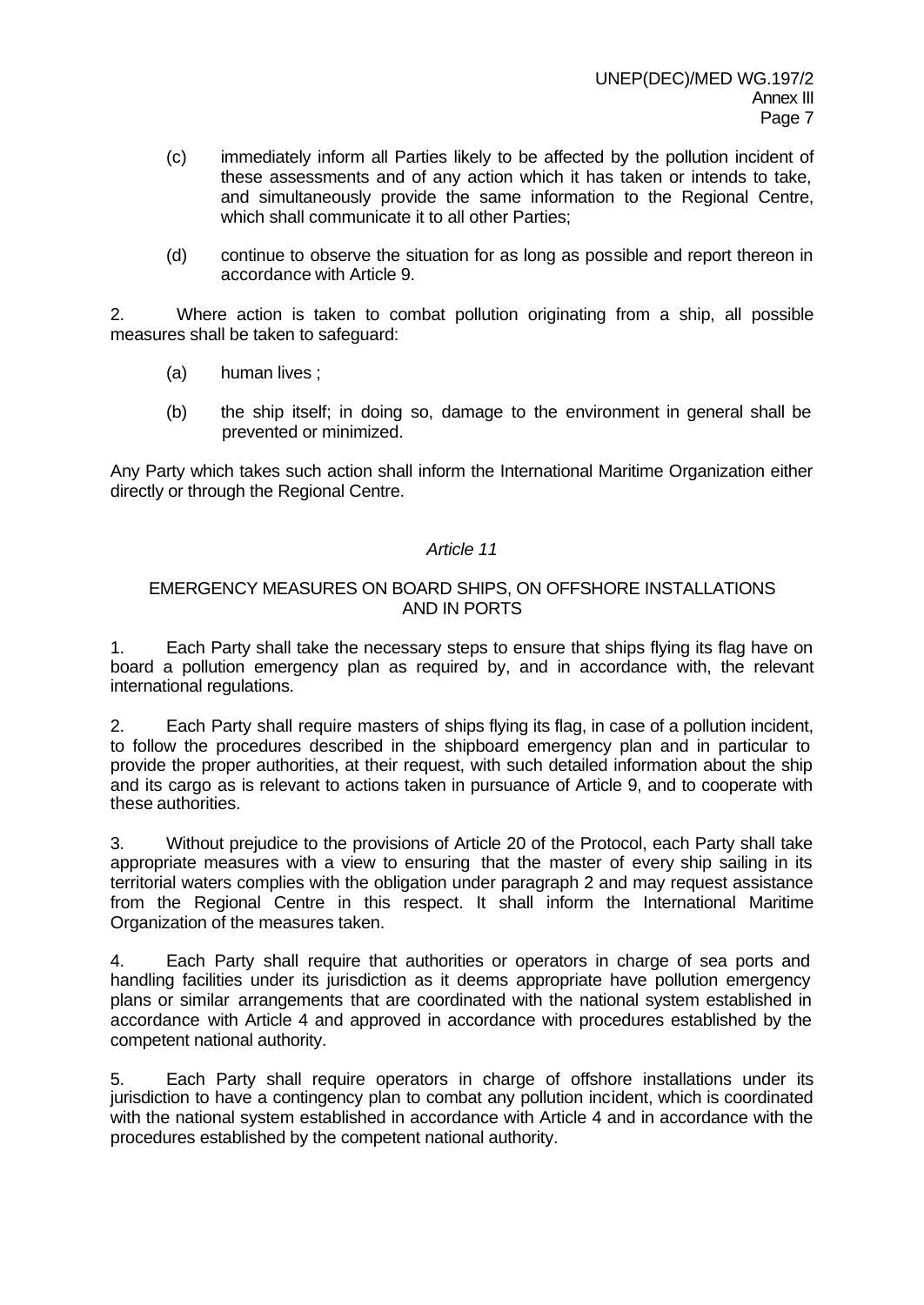(c) immediately inform all Parties likely to be affected by the pollution incident of these assessments and of any action which it has taken or intends to take, and simultaneously provide the same information to the Regional Centre, which shall communicate it to all other Parties;

(d) continue to observe the situation for as long as possible and report thereon in accordance with Article 9.

2. Where action is taken to combat pollution originating from a ship, all possible measures shall be taken to safeguard:

(a) human lives ;

(b) the ship itself; in doing so, damage to the environment in general shall be prevented or minimized.

Any Party which takes such action shall inform the International Maritime Organization either directly or through the Regional Centre.

*Article 11*

### EMERGENCY MEASURES ON BOARD SHIPS, ON OFFSHORE INSTALLATIONS AND IN PORTS

1. Each Party shall take the necessary steps to ensure that ships flying its flag have on board a pollution emergency plan as required by, and in accordance with, the relevant international regulations.

2. Each Party shall require masters of ships flying its flag, in case of a pollution incident, to follow the procedures described in the shipboard emergency plan and in particular to provide the proper authorities, at their request, with such detailed information about the ship and its cargo as is relevant to actions taken in pursuance of Article 9, and to cooperate with these authorities.

3. Without prejudice to the provisions of Article 20 of the Protocol, each Party shall take appropriate measures with a view to ensuring that the master of every ship sailing in its territorial waters complies with the obligation under paragraph 2 and may request assistance from the Regional Centre in this respect. It shall inform the International Maritime Organization of the measures taken.

4. Each Party shall require that authorities or operators in charge of sea ports and handling facilities under its jurisdiction as it deems appropriate have pollution emergency plans or similar arrangements that are coordinated with the national system established in accordance with Article 4 and approved in accordance with procedures established by the competent national authority.

5. Each Party shall require operators in charge of offshore installations under its jurisdiction to have a contingency plan to combat any pollution incident, which is coordinated with the national system established in accordance with Article 4 and in accordance with the procedures established by the competent national authority.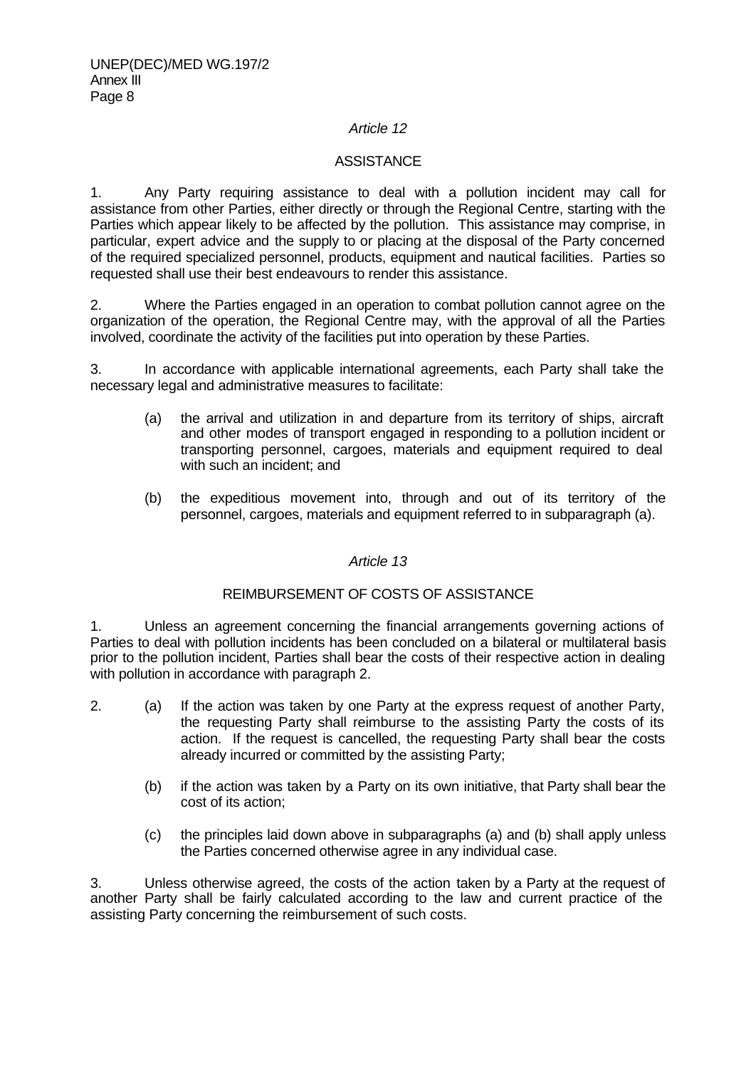*Article 12*

ASSISTANCE

1. Any Party requiring assistance to deal with a pollution incident may call for assistance from other Parties, either directly or through the Regional Centre, starting with the Parties which appear likely to be affected by the pollution. This assistance may comprise, in particular, expert advice and the supply to or placing at the disposal of the Party concerned of the required specialized personnel, products, equipment and nautical facilities. Parties so requested shall use their best endeavours to render this assistance.

2. Where the Parties engaged in an operation to combat pollution cannot agree on the organization of the operation, the Regional Centre may, with the approval of all the Parties involved, coordinate the activity of the facilities put into operation by these Parties.

3. In accordance with applicable international agreements, each Party shall take the necessary legal and administrative measures to facilitate:

(a) the arrival and utilization in and departure from its territory of ships, aircraft and other modes of transport engaged in responding to a pollution incident or transporting personnel, cargoes, materials and equipment required to deal with such an incident; and

(b) the expeditious movement into, through and out of its territory of the personnel, cargoes, materials and equipment referred to in subparagraph (a).

*Article 13*

REIMBURSEMENT OF COSTS OF ASSISTANCE

1. Unless an agreement concerning the financial arrangements governing actions of Parties to deal with pollution incidents has been concluded on a bilateral or multilateral basis prior to the pollution incident, Parties shall bear the costs of their respective action in dealing with pollution in accordance with paragraph 2.

2. (a) If the action was taken by one Party at the express request of another Party, the requesting Party shall reimburse to the assisting Party the costs of its action. If the request is cancelled, the requesting Party shall bear the costs already incurred or committed by the assisting Party;

(b) if the action was taken by a Party on its own initiative, that Party shall bear the cost of its action;

(c) the principles laid down above in subparagraphs (a) and (b) shall apply unless the Parties concerned otherwise agree in any individual case.

3. Unless otherwise agreed, the costs of the action taken by a Party at the request of another Party shall be fairly calculated according to the law and current practice of the assisting Party concerning the reimbursement of such costs.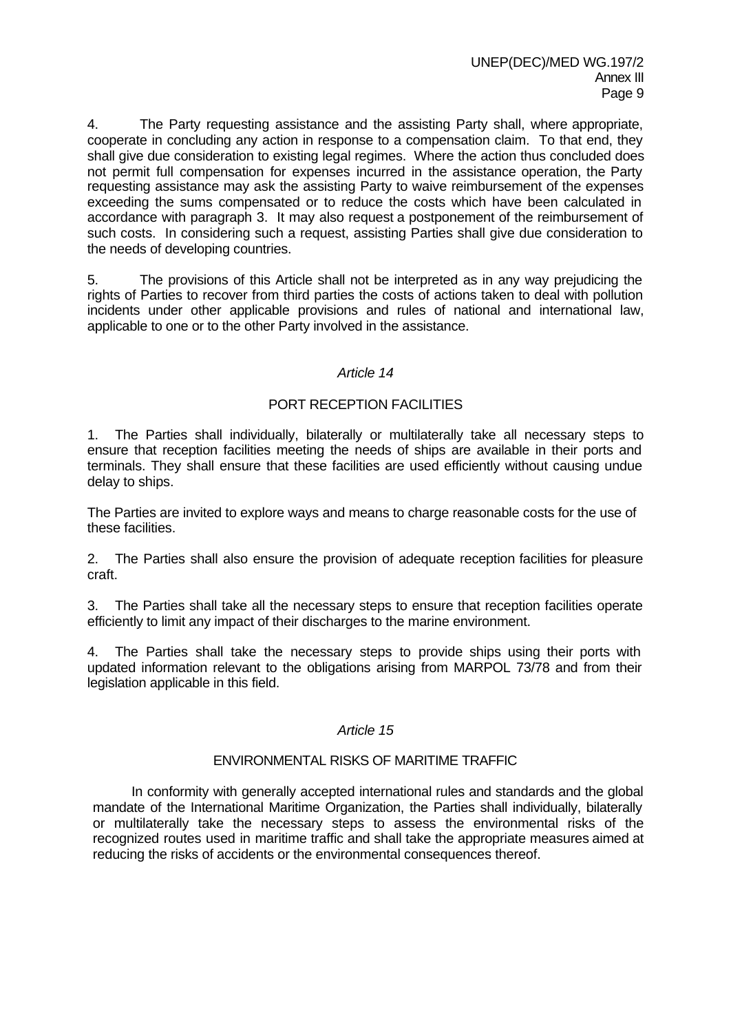4. The Party requesting assistance and the assisting Party shall, where appropriate, cooperate in concluding any action in response to a compensation claim. To that end, they shall give due consideration to existing legal regimes. Where the action thus concluded does not permit full compensation for expenses incurred in the assistance operation, the Party requesting assistance may ask the assisting Party to waive reimbursement of the expenses exceeding the sums compensated or to reduce the costs which have been calculated in accordance with paragraph 3. It may also request a postponement of the reimbursement of such costs. In considering such a request, assisting Parties shall give due consideration to the needs of developing countries.

5. The provisions of this Article shall not be interpreted as in any way prejudicing the rights of Parties to recover from third parties the costs of actions taken to deal with pollution incidents under other applicable provisions and rules of national and international law, applicable to one or to the other Party involved in the assistance.

*Article 14*

PORT RECEPTION FACILITIES

1. The Parties shall individually, bilaterally or multilaterally take all necessary steps to ensure that reception facilities meeting the needs of ships are available in their ports and terminals. They shall ensure that these facilities are used efficiently without causing undue delay to ships.

The Parties are invited to explore ways and means to charge reasonable costs for the use of these facilities.

2. The Parties shall also ensure the provision of adequate reception facilities for pleasure craft.

3. The Parties shall take all the necessary steps to ensure that reception facilities operate efficiently to limit any impact of their discharges to the marine environment.

4. The Parties shall take the necessary steps to provide ships using their ports with updated information relevant to the obligations arising from MARPOL 73/78 and from their legislation applicable in this field.

*Article 15*

ENVIRONMENTAL RISKS OF MARITIME TRAFFIC

In conformity with generally accepted international rules and standards and the global mandate of the International Maritime Organization, the Parties shall individually, bilaterally or multilaterally take the necessary steps to assess the environmental risks of the recognized routes used in maritime traffic and shall take the appropriate measures aimed at reducing the risks of accidents or the environmental consequences thereof.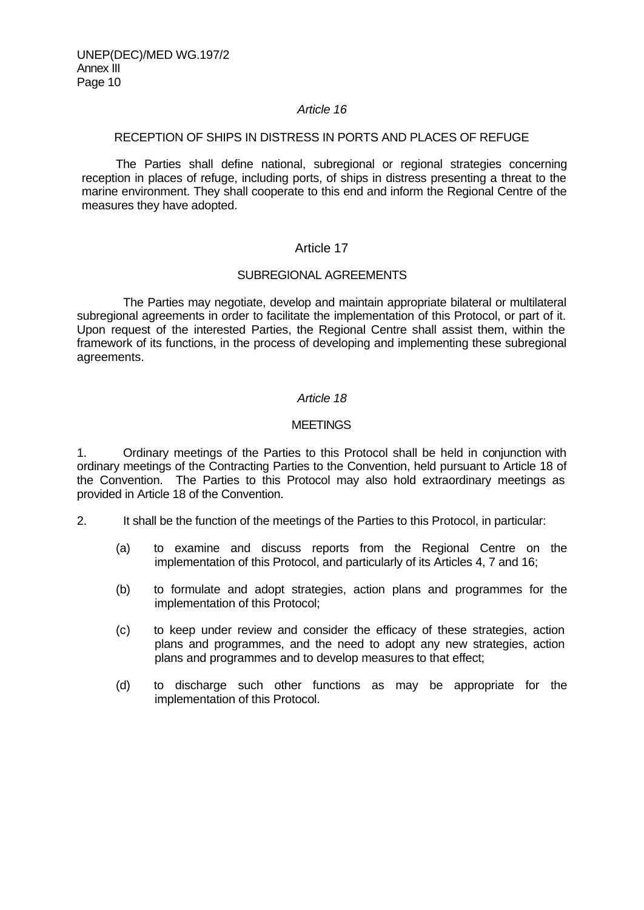*Article 16*

RECEPTION OF SHIPS IN DISTRESS IN PORTS AND PLACES OF REFUGE

The Parties shall define national, subregional or regional strategies concerning reception in places of refuge, including ports, of ships in distress presenting a threat to the marine environment. They shall cooperate to this end and inform the Regional Centre of the measures they have adopted.

Article 17

SUBREGIONAL AGREEMENTS

The Parties may negotiate, develop and maintain appropriate bilateral or multilateral subregional agreements in order to facilitate the implementation of this Protocol, or part of it. Upon request of the interested Parties, the Regional Centre shall assist them, within the framework of its functions, in the process of developing and implementing these subregional agreements.

*Article 18*

MEETINGS

1. Ordinary meetings of the Parties to this Protocol shall be held in conjunction with ordinary meetings of the Contracting Parties to the Convention, held pursuant to Article 18 of the Convention. The Parties to this Protocol may also hold extraordinary meetings as provided in Article 18 of the Convention.

2. It shall be the function of the meetings of the Parties to this Protocol, in particular:

(a) to examine and discuss reports from the Regional Centre on the implementation of this Protocol, and particularly of its Articles 4, 7 and 16;

(b) to formulate and adopt strategies, action plans and programmes for the implementation of this Protocol;

(c) to keep under review and consider the efficacy of these strategies, action plans and programmes, and the need to adopt any new strategies, action plans and programmes and to develop measures to that effect;

(d) to discharge such other functions as may be appropriate for the implementation of this Protocol.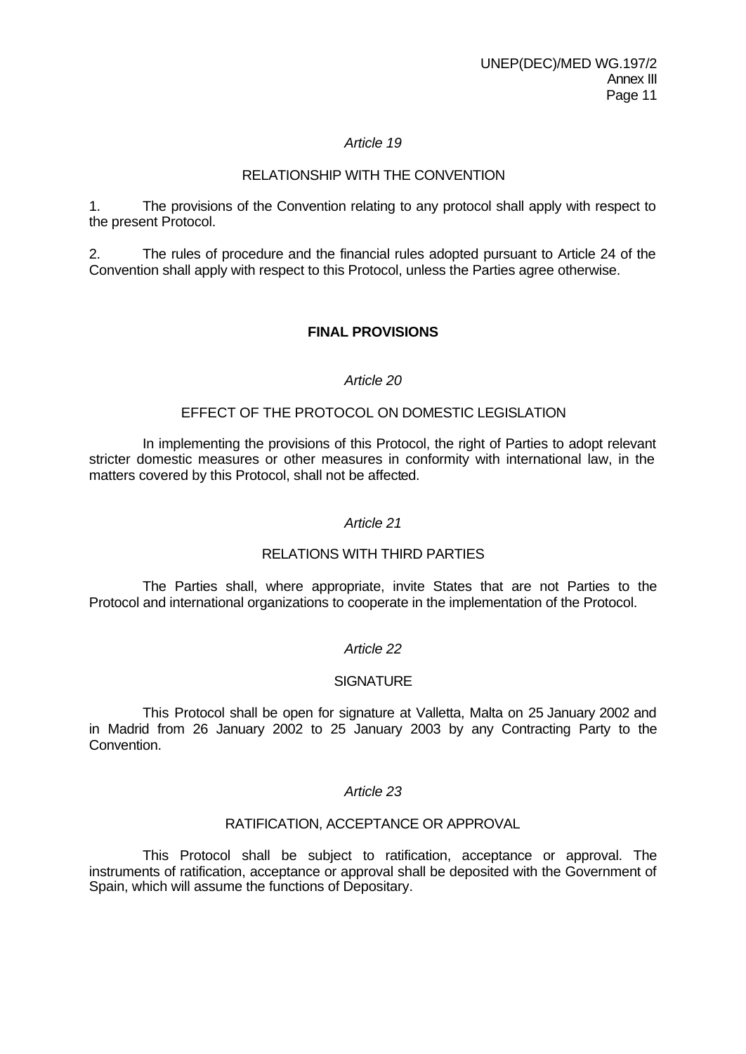*Article 19*

RELATIONSHIP WITH THE CONVENTION

1. The provisions of the Convention relating to any protocol shall apply with respect to the present Protocol.

2. The rules of procedure and the financial rules adopted pursuant to Article 24 of the Convention shall apply with respect to this Protocol, unless the Parties agree otherwise.

**FINAL PROVISIONS**

*Article 20*

EFFECT OF THE PROTOCOL ON DOMESTIC LEGISLATION

In implementing the provisions of this Protocol, the right of Parties to adopt relevant stricter domestic measures or other measures in conformity with international law, in the matters covered by this Protocol, shall not be affected.

*Article 21*

RELATIONS WITH THIRD PARTIES

The Parties shall, where appropriate, invite States that are not Parties to the Protocol and international organizations to cooperate in the implementation of the Protocol.

*Article 22*

SIGNATURE

This Protocol shall be open for signature at Valletta, Malta on 25 January 2002 and in Madrid from 26 January 2002 to 25 January 2003 by any Contracting Party to the Convention.

*Article 23*

RATIFICATION, ACCEPTANCE OR APPROVAL

This Protocol shall be subject to ratification, acceptance or approval. The instruments of ratification, acceptance or approval shall be deposited with the Government of Spain, which will assume the functions of Depositary.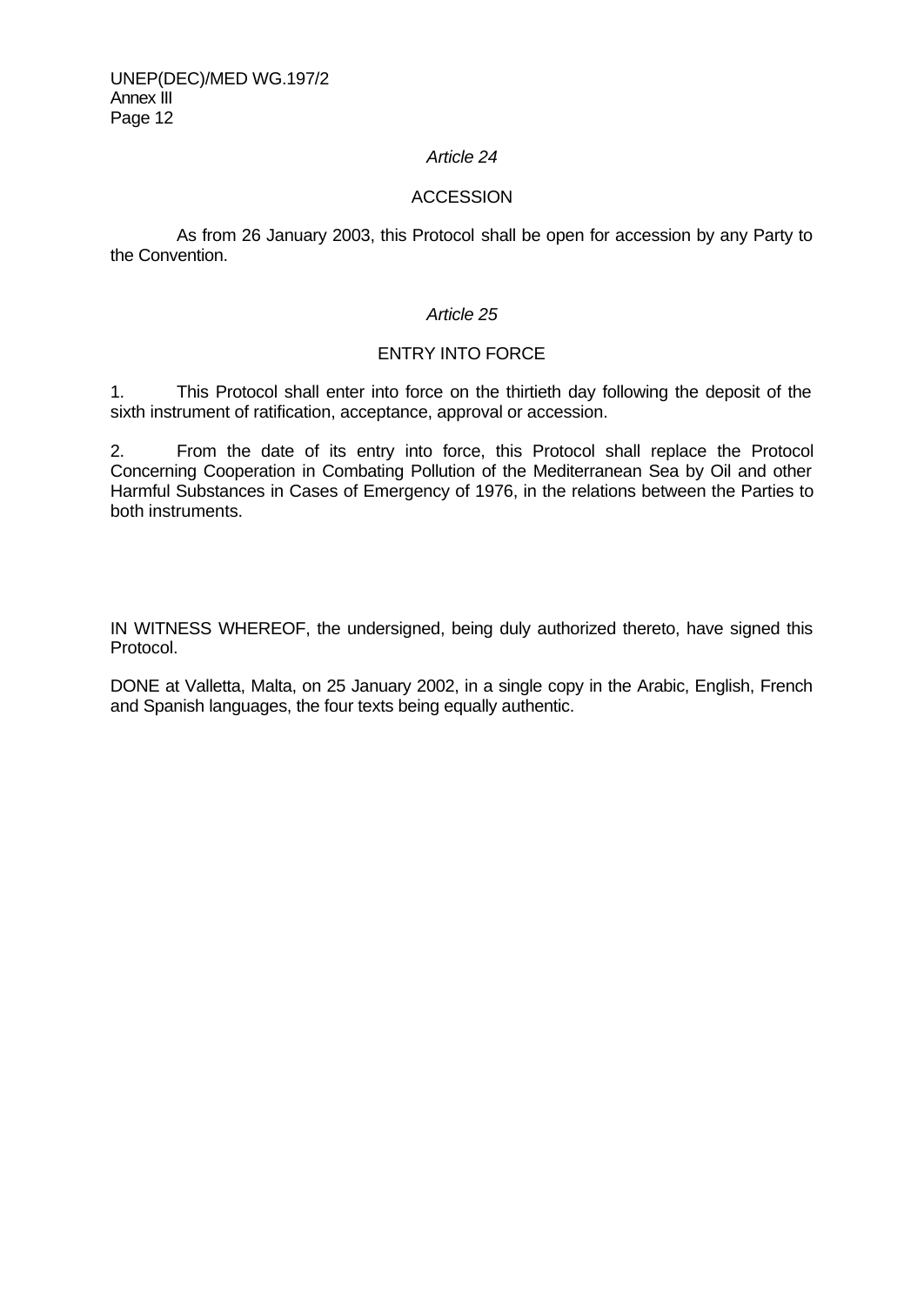*Article 24*

ACCESSION

As from 26 January 2003, this Protocol shall be open for accession by any Party to the Convention.

*Article 25*

ENTRY INTO FORCE

1. This Protocol shall enter into force on the thirtieth day following the deposit of the sixth instrument of ratification, acceptance, approval or accession.

2. From the date of its entry into force, this Protocol shall replace the Protocol Concerning Cooperation in Combating Pollution of the Mediterranean Sea by Oil and other Harmful Substances in Cases of Emergency of 1976, in the relations between the Parties to both instruments.

IN WITNESS WHEREOF, the undersigned, being duly authorized thereto, have signed this Protocol.

DONE at Valletta, Malta, on 25 January 2002, in a single copy in the Arabic, English, French and Spanish languages, the four texts being equally authentic.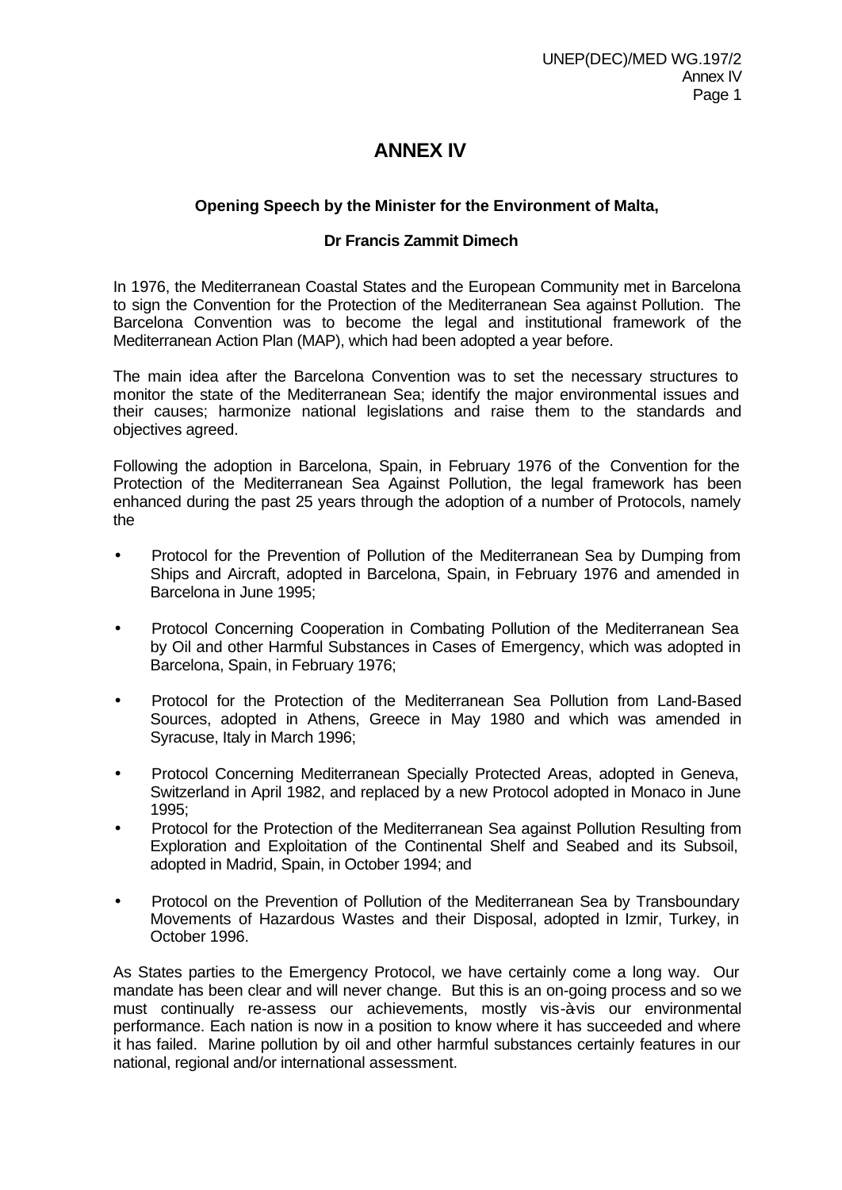# ANNEX IV

**Opening Speech by the Minister for the Environment of Malta,**

**Dr Francis Zammit Dimech**

In 1976, the Mediterranean Coastal States and the European Community met in Barcelona to sign the Convention for the Protection of the Mediterranean Sea against Pollution. The Barcelona Convention was to become the legal and institutional framework of the Mediterranean Action Plan (MAP), which had been adopted a year before.

The main idea after the Barcelona Convention was to set the necessary structures to monitor the state of the Mediterranean Sea; identify the major environmental issues and their causes; harmonize national legislations and raise them to the standards and objectives agreed.

Following the adoption in Barcelona, Spain, in February 1976 of the Convention for the Protection of the Mediterranean Sea Against Pollution, the legal framework has been enhanced during the past 25 years through the adoption of a number of Protocols, namely the

- Protocol for the Prevention of Pollution of the Mediterranean Sea by Dumping from Ships and Aircraft, adopted in Barcelona, Spain, in February 1976 and amended in Barcelona in June 1995;
- Protocol Concerning Cooperation in Combating Pollution of the Mediterranean Sea by Oil and other Harmful Substances in Cases of Emergency, which was adopted in Barcelona, Spain, in February 1976;
- Protocol for the Protection of the Mediterranean Sea Pollution from Land-Based Sources, adopted in Athens, Greece in May 1980 and which was amended in Syracuse, Italy in March 1996;
- Protocol Concerning Mediterranean Specially Protected Areas, adopted in Geneva, Switzerland in April 1982, and replaced by a new Protocol adopted in Monaco in June 1995;
- Protocol for the Protection of the Mediterranean Sea against Pollution Resulting from Exploration and Exploitation of the Continental Shelf and Seabed and its Subsoil, adopted in Madrid, Spain, in October 1994; and
- Protocol on the Prevention of Pollution of the Mediterranean Sea by Transboundary Movements of Hazardous Wastes and their Disposal, adopted in Izmir, Turkey, in October 1996.

As States parties to the Emergency Protocol, we have certainly come a long way. Our mandate has been clear and will never change. But this is an on-going process and so we must continually re-assess our achievements, mostly vis-à-vis our environmental performance. Each nation is now in a position to know where it has succeeded and where it has failed. Marine pollution by oil and other harmful substances certainly features in our national, regional and/or international assessment.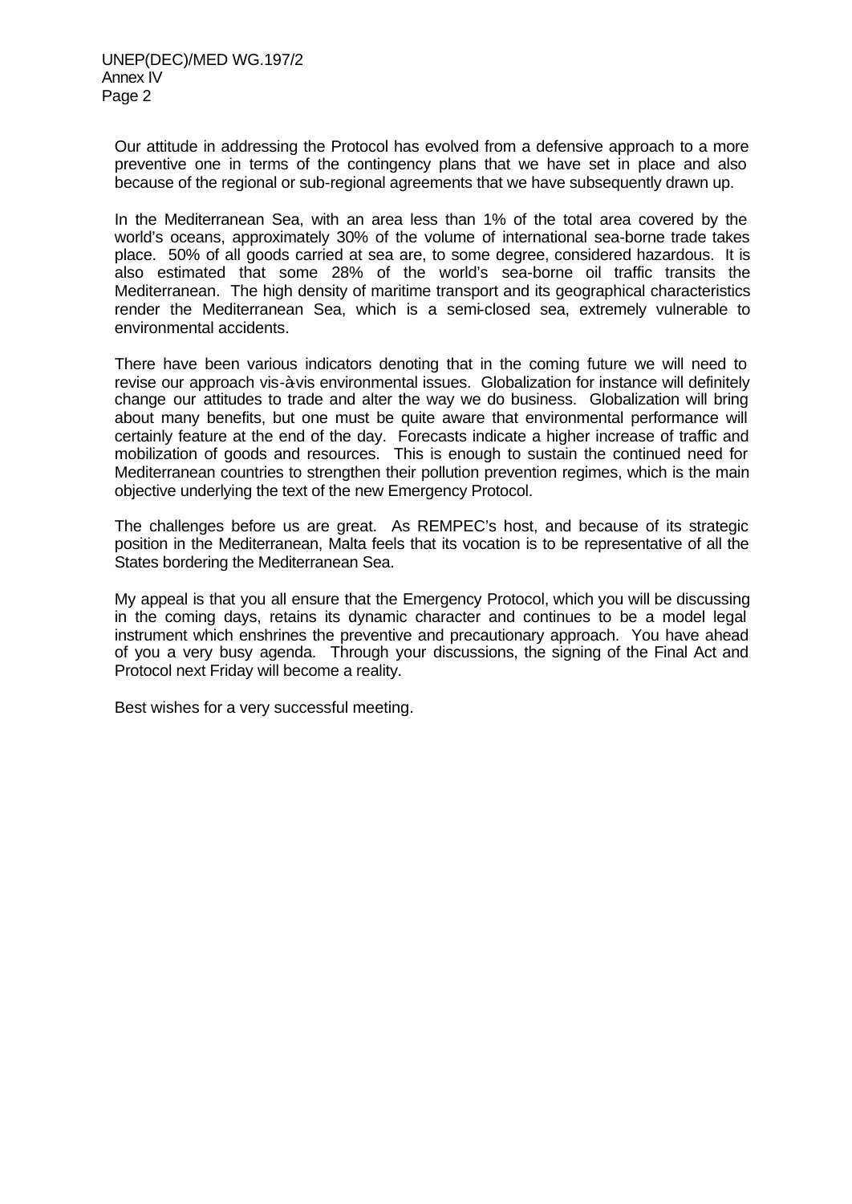Our attitude in addressing the Protocol has evolved from a defensive approach to a more preventive one in terms of the contingency plans that we have set in place and also because of the regional or sub-regional agreements that we have subsequently drawn up.

In the Mediterranean Sea, with an area less than 1% of the total area covered by the world's oceans, approximately 30% of the volume of international sea-borne trade takes place. 50% of all goods carried at sea are, to some degree, considered hazardous. It is also estimated that some 28% of the world's sea-borne oil traffic transits the Mediterranean. The high density of maritime transport and its geographical characteristics render the Mediterranean Sea, which is a semi-closed sea, extremely vulnerable to environmental accidents.

There have been various indicators denoting that in the coming future we will need to revise our approach vis-à-vis environmental issues. Globalization for instance will definitely change our attitudes to trade and alter the way we do business. Globalization will bring about many benefits, but one must be quite aware that environmental performance will certainly feature at the end of the day. Forecasts indicate a higher increase of traffic and mobilization of goods and resources. This is enough to sustain the continued need for Mediterranean countries to strengthen their pollution prevention regimes, which is the main objective underlying the text of the new Emergency Protocol.

The challenges before us are great. As REMPEC's host, and because of its strategic position in the Mediterranean, Malta feels that its vocation is to be representative of all the States bordering the Mediterranean Sea.

My appeal is that you all ensure that the Emergency Protocol, which you will be discussing in the coming days, retains its dynamic character and continues to be a model legal instrument which enshrines the preventive and precautionary approach. You have ahead of you a very busy agenda. Through your discussions, the signing of the Final Act and Protocol next Friday will become a reality.

Best wishes for a very successful meeting.